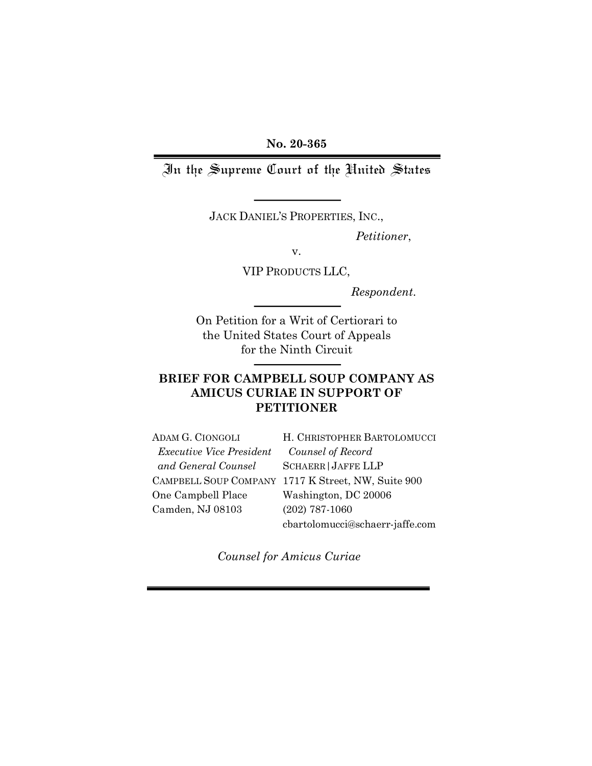**No. 20-365**

# In the Supreme Court of the United States

JACK DANIEL'S PROPERTIES, INC.,

*Petitioner*,

v.

VIP PRODUCTS LLC,

*Respondent*.

On Petition for a Writ of Certiorari to the United States Court of Appeals for the Ninth Circuit

## BRIEF FOR CAMPBELL SOUP COMPANY AS AMICUS CURIAE IN SUPPORT OF PETITIONER

ADAM G. CIONGOLI
*Executive Vice President and General Counsel*
CAMPBELL SOUP COMPANY
One Campbell Place
Camden, NJ 08103

H. CHRISTOPHER BARTOLOMUCCI
*Counsel of Record*
SCHAERR|JAFFE LLP
1717 K Street, NW, Suite 900
Washington, DC 20006
(202) 787-1060
cbartolomucci@schaerr-jaffe.com

*Counsel for Amicus Curiae*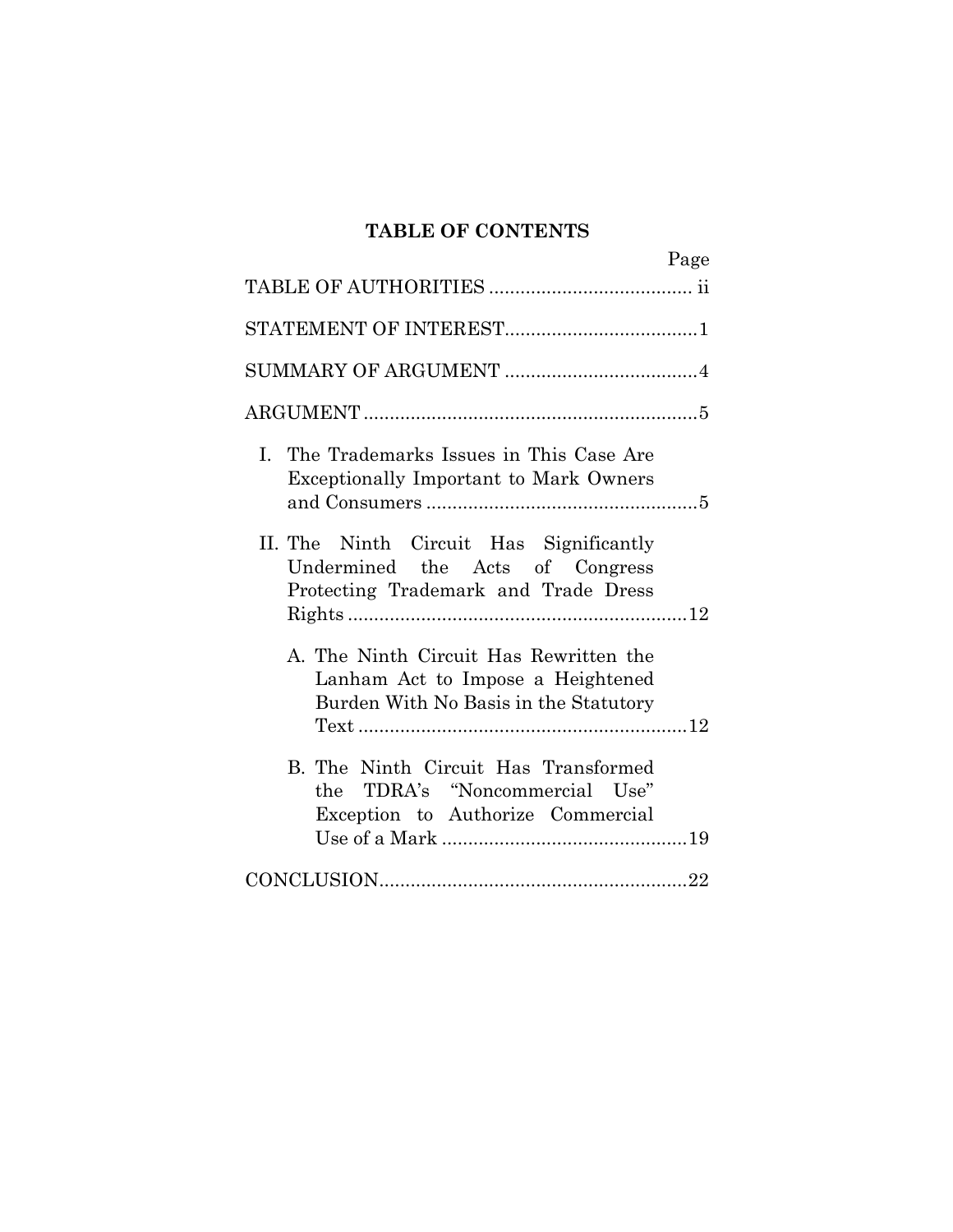# TABLE OF CONTENTS

| | Page |
|---|---|
| TABLE OF AUTHORITIES | ii |
| STATEMENT OF INTEREST | 1 |
| SUMMARY OF ARGUMENT | 4 |
| ARGUMENT | 5 |
| I. The Trademarks Issues in This Case Are Exceptionally Important to Mark Owners and Consumers | 5 |
| II. The Ninth Circuit Has Significantly Undermined the Acts of Congress Protecting Trademark and Trade Dress Rights | 12 |
| A. The Ninth Circuit Has Rewritten the Lanham Act to Impose a Heightened Burden With No Basis in the Statutory Text | 12 |
| B. The Ninth Circuit Has Transformed the TDRA's "Noncommercial Use" Exception to Authorize Commercial Use of a Mark | 19 |
| CONCLUSION | 22 |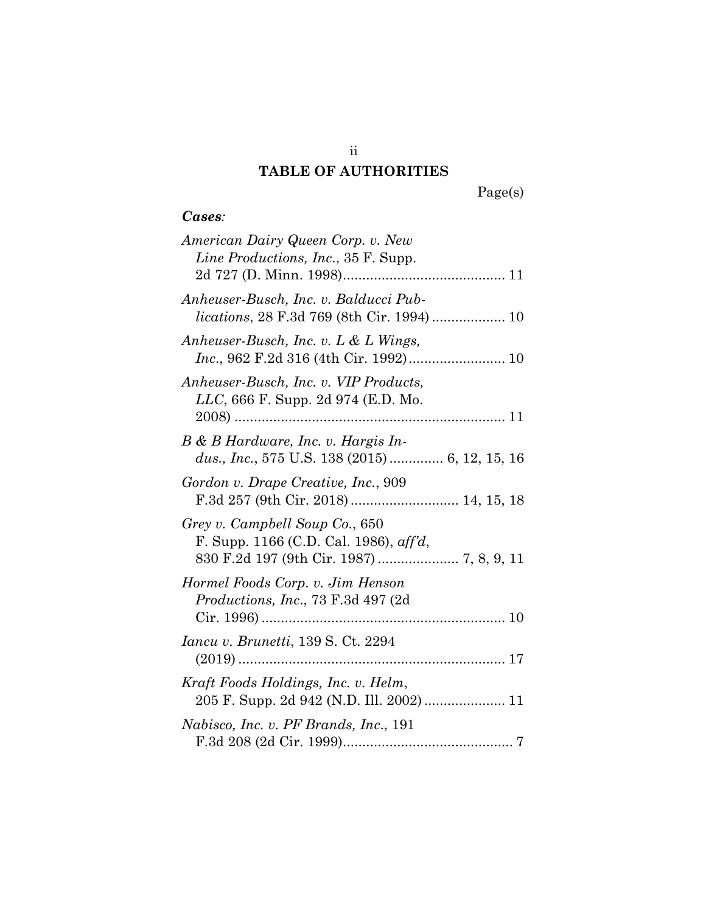# TABLE OF AUTHORITIES

Page(s)

***Cases:***

*American Dairy Queen Corp. v. New Line Productions, Inc.*, 35 F. Supp. 2d 727 (D. Minn. 1998) .......... 11

*Anheuser-Busch, Inc. v. Balducci Publications*, 28 F.3d 769 (8th Cir. 1994) .......... 10

*Anheuser-Busch, Inc. v. L & L Wings, Inc.*, 962 F.2d 316 (4th Cir. 1992) .......... 10

*Anheuser-Busch, Inc. v. VIP Products, LLC*, 666 F. Supp. 2d 974 (E.D. Mo. 2008) .......... 11

*B & B Hardware, Inc. v. Hargis Indus., Inc.*, 575 U.S. 138 (2015) .......... 6, 12, 15, 16

*Gordon v. Drape Creative, Inc.*, 909 F.3d 257 (9th Cir. 2018) .......... 14, 15, 18

*Grey v. Campbell Soup Co.*, 650 F. Supp. 1166 (C.D. Cal. 1986), *aff'd*, 830 F.2d 197 (9th Cir. 1987) .......... 7, 8, 9, 11

*Hormel Foods Corp. v. Jim Henson Productions, Inc.*, 73 F.3d 497 (2d Cir. 1996) .......... 10

*Iancu v. Brunetti*, 139 S. Ct. 2294 (2019) .......... 17

*Kraft Foods Holdings, Inc. v. Helm*, 205 F. Supp. 2d 942 (N.D. Ill. 2002) .......... 11

*Nabisco, Inc. v. PF Brands, Inc.*, 191 F.3d 208 (2d Cir. 1999) .......... 7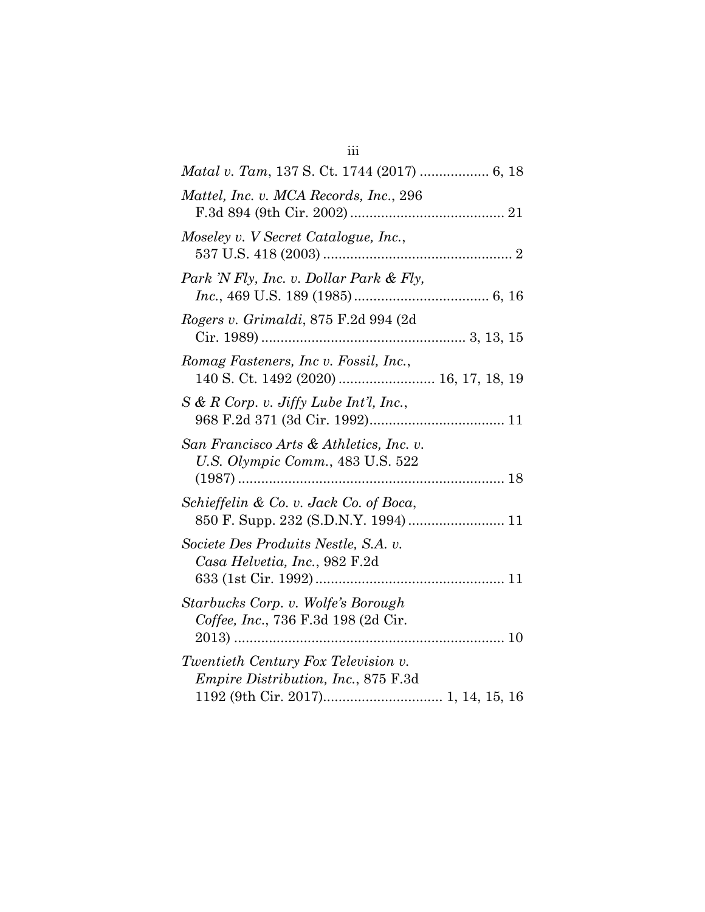*Matal v. Tam*, 137 S. Ct. 1744 (2017) .................. 6, 18

*Mattel, Inc. v. MCA Records, Inc.*, 296 F.3d 894 (9th Cir. 2002) ........................................ 21

*Moseley v. V Secret Catalogue, Inc.*, 537 U.S. 418 (2003) ................................................. 2

*Park 'N Fly, Inc. v. Dollar Park & Fly, Inc.*, 469 U.S. 189 (1985) ................................... 6, 16

*Rogers v. Grimaldi*, 875 F.2d 994 (2d Cir. 1989) ..................................................... 3, 13, 15

*Romag Fasteners, Inc v. Fossil, Inc.*, 140 S. Ct. 1492 (2020) ......................... 16, 17, 18, 19

*S & R Corp. v. Jiffy Lube Int'l, Inc.*, 968 F.2d 371 (3d Cir. 1992)................................... 11

*San Francisco Arts & Athletics, Inc. v. U.S. Olympic Comm.*, 483 U.S. 522 (1987) ..................................................................... 18

*Schieffelin & Co. v. Jack Co. of Boca*, 850 F. Supp. 232 (S.D.N.Y. 1994) ......................... 11

*Societe Des Produits Nestle, S.A. v. Casa Helvetia, Inc.*, 982 F.2d 633 (1st Cir. 1992)................................................ 11

*Starbucks Corp. v. Wolfe's Borough Coffee, Inc.*, 736 F.3d 198 (2d Cir. 2013) ...................................................................... 10

*Twentieth Century Fox Television v. Empire Distribution, Inc.*, 875 F.3d 1192 (9th Cir. 2017)............................... 1, 14, 15, 16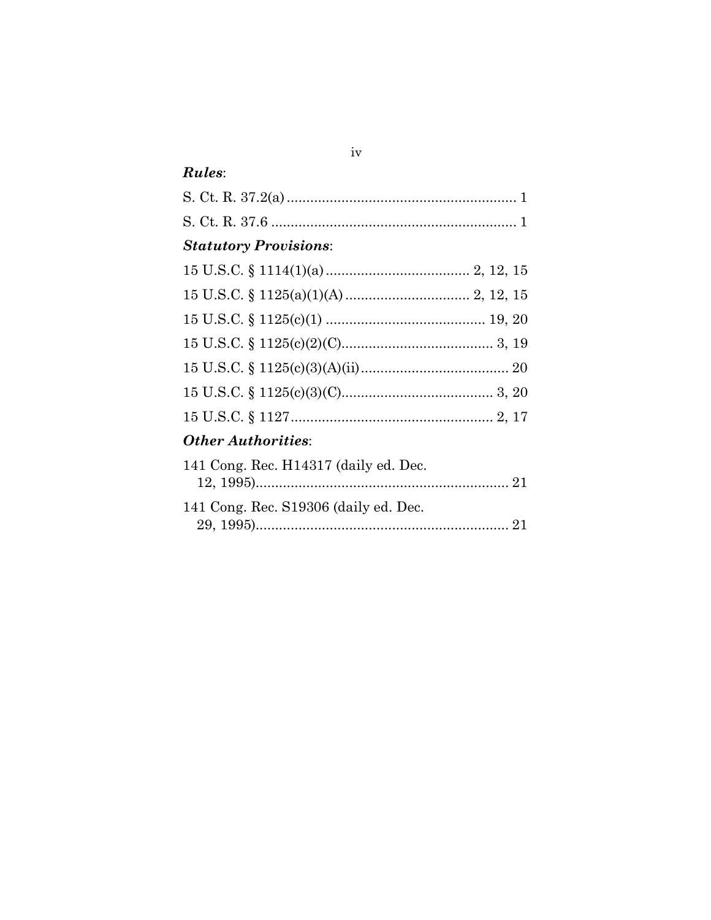***Rules***:

S. Ct. R. 37.2(a) ........................................................... 1

S. Ct. R. 37.6 ............................................................... 1

***Statutory Provisions***:

15 U.S.C. § 1114(1)(a) ..................................... 2, 12, 15

15 U.S.C. § 1125(a)(1)(A) ................................ 2, 12, 15

15 U.S.C. § 1125(c)(1) ......................................... 19, 20

15 U.S.C. § 1125(c)(2)(C)....................................... 3, 19

15 U.S.C. § 1125(c)(3)(A)(ii)...................................... 20

15 U.S.C. § 1125(c)(3)(C)....................................... 3, 20

15 U.S.C. § 1127.................................................... 2, 17

***Other Authorities***:

141 Cong. Rec. H14317 (daily ed. Dec. 12, 1995)................................................................. 21

141 Cong. Rec. S19306 (daily ed. Dec. 29, 1995)................................................................. 21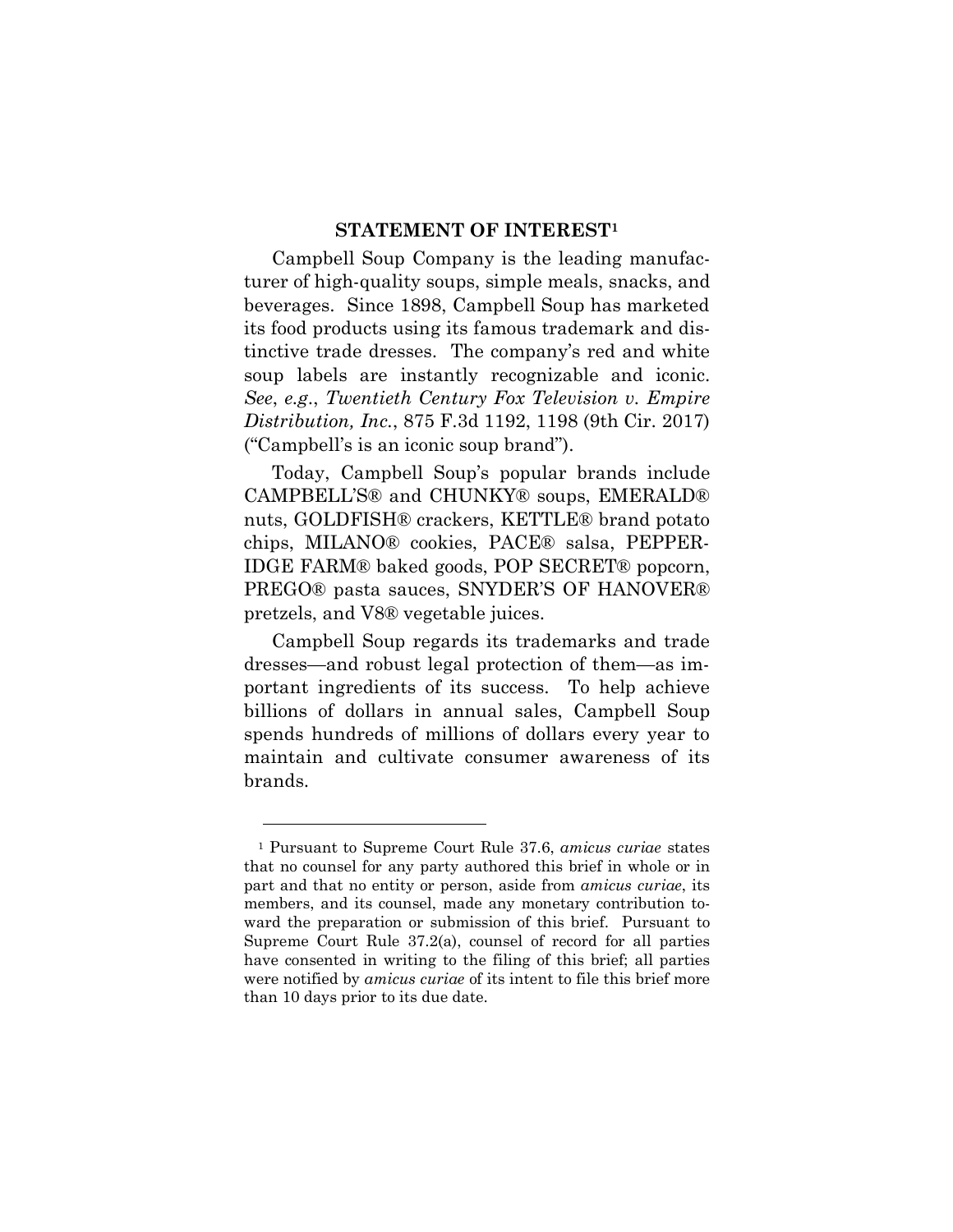## STATEMENT OF INTEREST[1]

Campbell Soup Company is the leading manufacturer of high-quality soups, simple meals, snacks, and beverages. Since 1898, Campbell Soup has marketed its food products using its famous trademark and distinctive trade dresses. The company's red and white soup labels are instantly recognizable and iconic. *See*, *e.g.*, *Twentieth Century Fox Television v. Empire Distribution, Inc.*, 875 F.3d 1192, 1198 (9th Cir. 2017) ("Campbell's is an iconic soup brand").

Today, Campbell Soup's popular brands include CAMPBELL'S® and CHUNKY® soups, EMERALD® nuts, GOLDFISH® crackers, KETTLE® brand potato chips, MILANO® cookies, PACE® salsa, PEPPERIDGE FARM® baked goods, POP SECRET® popcorn, PREGO® pasta sauces, SNYDER'S OF HANOVER® pretzels, and V8® vegetable juices.

Campbell Soup regards its trademarks and trade dresses—and robust legal protection of them—as important ingredients of its success. To help achieve billions of dollars in annual sales, Campbell Soup spends hundreds of millions of dollars every year to maintain and cultivate consumer awareness of its brands.

---

[1] Pursuant to Supreme Court Rule 37.6, *amicus curiae* states that no counsel for any party authored this brief in whole or in part and that no entity or person, aside from *amicus curiae*, its members, and its counsel, made any monetary contribution toward the preparation or submission of this brief. Pursuant to Supreme Court Rule 37.2(a), counsel of record for all parties have consented in writing to the filing of this brief; all parties were notified by *amicus curiae* of its intent to file this brief more than 10 days prior to its due date.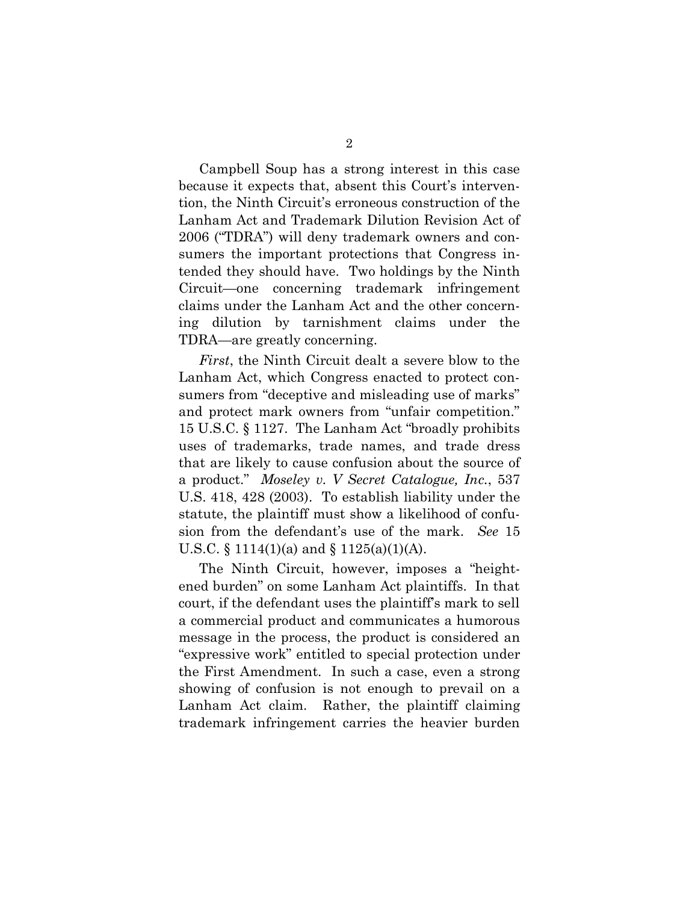Campbell Soup has a strong interest in this case because it expects that, absent this Court's intervention, the Ninth Circuit's erroneous construction of the Lanham Act and Trademark Dilution Revision Act of 2006 ("TDRA") will deny trademark owners and consumers the important protections that Congress intended they should have. Two holdings by the Ninth Circuit—one concerning trademark infringement claims under the Lanham Act and the other concerning dilution by tarnishment claims under the TDRA—are greatly concerning.

*First*, the Ninth Circuit dealt a severe blow to the Lanham Act, which Congress enacted to protect consumers from "deceptive and misleading use of marks" and protect mark owners from "unfair competition." 15 U.S.C. § 1127. The Lanham Act "broadly prohibits uses of trademarks, trade names, and trade dress that are likely to cause confusion about the source of a product." *Moseley v. V Secret Catalogue, Inc.*, 537 U.S. 418, 428 (2003). To establish liability under the statute, the plaintiff must show a likelihood of confusion from the defendant's use of the mark. *See* 15 U.S.C. § 1114(1)(a) and § 1125(a)(1)(A).

The Ninth Circuit, however, imposes a "heightened burden" on some Lanham Act plaintiffs. In that court, if the defendant uses the plaintiff's mark to sell a commercial product and communicates a humorous message in the process, the product is considered an "expressive work" entitled to special protection under the First Amendment. In such a case, even a strong showing of confusion is not enough to prevail on a Lanham Act claim. Rather, the plaintiff claiming trademark infringement carries the heavier burden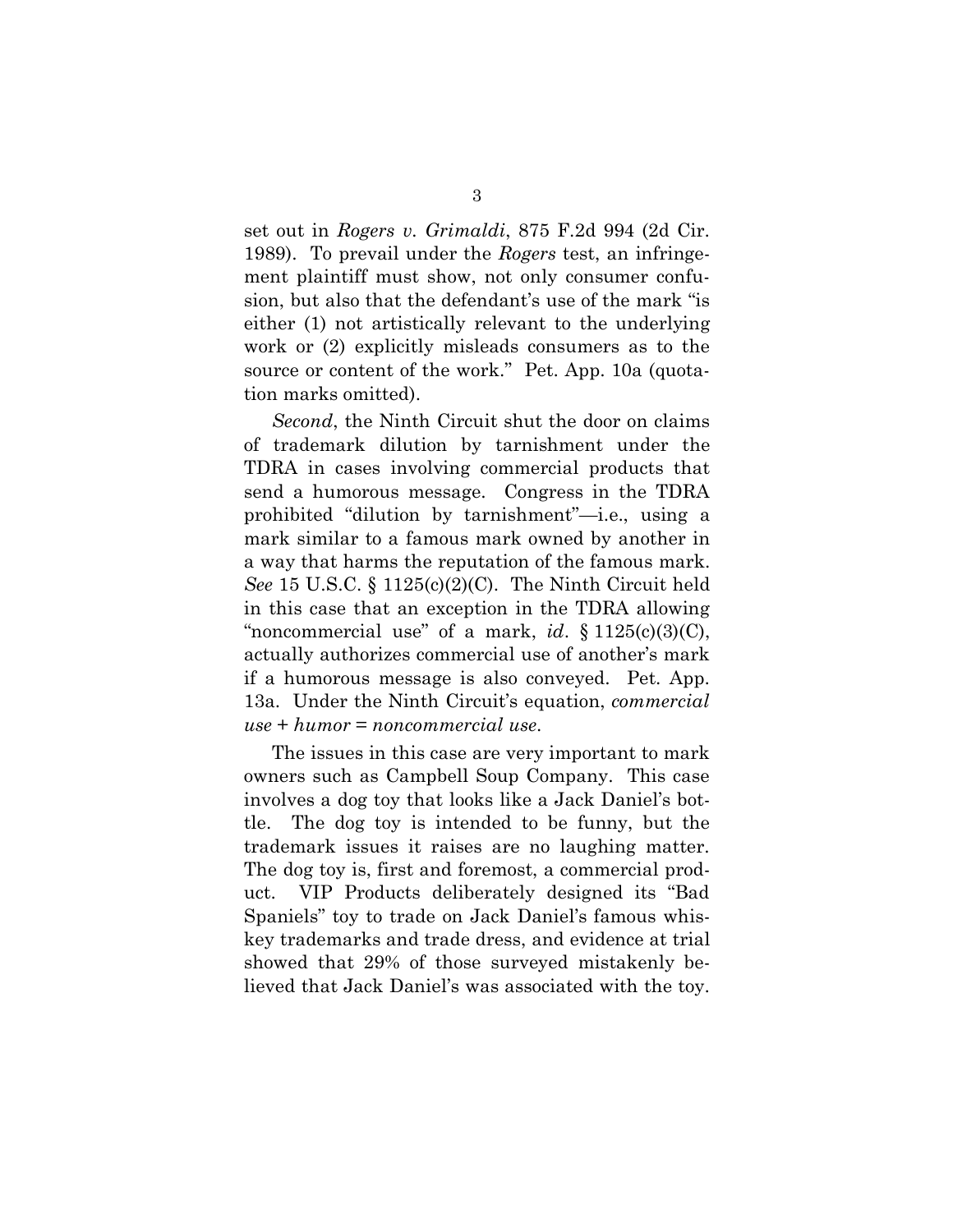set out in *Rogers v. Grimaldi*, 875 F.2d 994 (2d Cir. 1989). To prevail under the *Rogers* test, an infringement plaintiff must show, not only consumer confusion, but also that the defendant's use of the mark "is either (1) not artistically relevant to the underlying work or (2) explicitly misleads consumers as to the source or content of the work." Pet. App. 10a (quotation marks omitted).

*Second*, the Ninth Circuit shut the door on claims of trademark dilution by tarnishment under the TDRA in cases involving commercial products that send a humorous message. Congress in the TDRA prohibited "dilution by tarnishment"—i.e., using a mark similar to a famous mark owned by another in a way that harms the reputation of the famous mark. *See* 15 U.S.C. § 1125(c)(2)(C). The Ninth Circuit held in this case that an exception in the TDRA allowing "noncommercial use" of a mark, *id*. § 1125(c)(3)(C), actually authorizes commercial use of another's mark if a humorous message is also conveyed. Pet. App. 13a. Under the Ninth Circuit's equation, *commercial use + humor = noncommercial use*.

The issues in this case are very important to mark owners such as Campbell Soup Company. This case involves a dog toy that looks like a Jack Daniel's bottle. The dog toy is intended to be funny, but the trademark issues it raises are no laughing matter. The dog toy is, first and foremost, a commercial product. VIP Products deliberately designed its "Bad Spaniels" toy to trade on Jack Daniel's famous whiskey trademarks and trade dress, and evidence at trial showed that 29% of those surveyed mistakenly believed that Jack Daniel's was associated with the toy.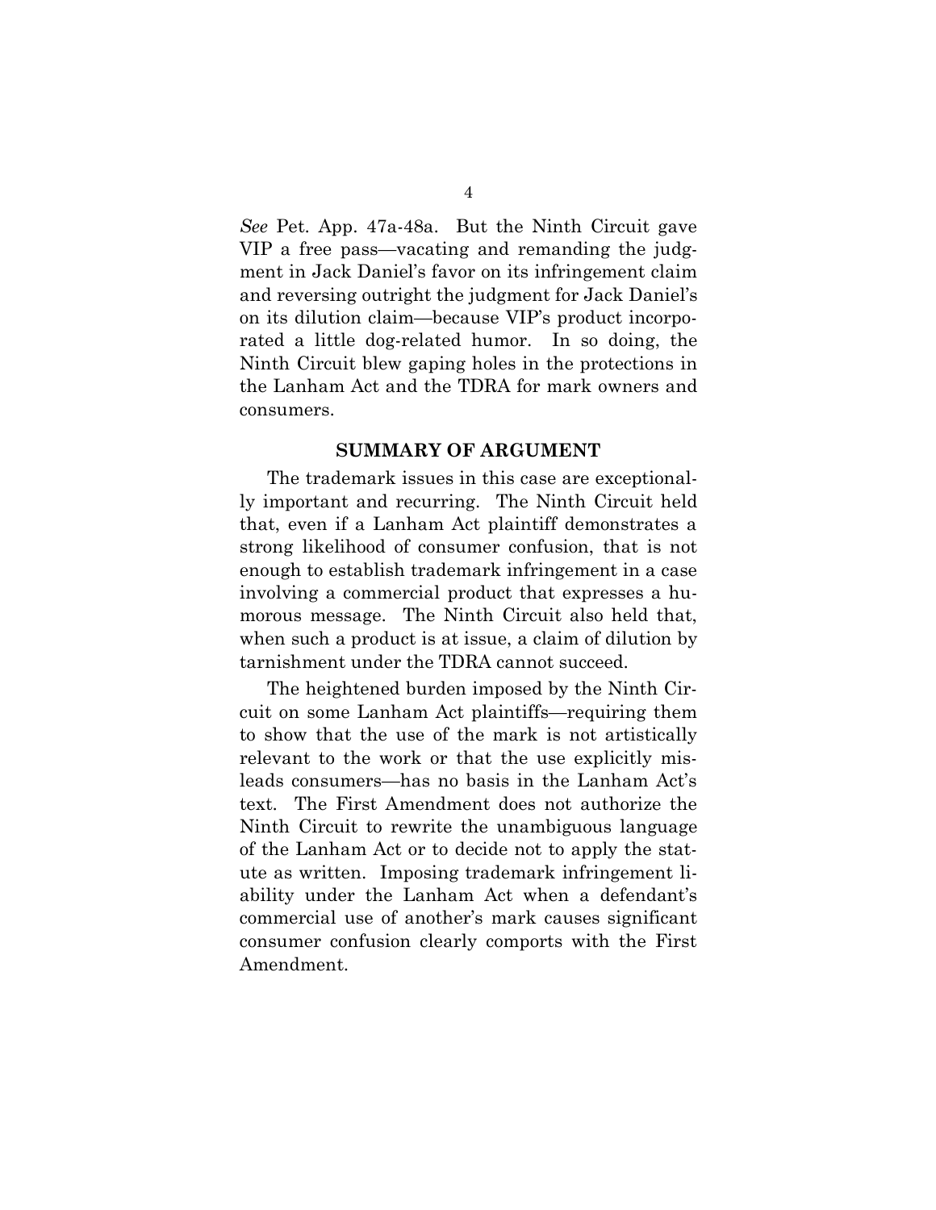*See* Pet. App. 47a-48a. But the Ninth Circuit gave VIP a free pass—vacating and remanding the judgment in Jack Daniel's favor on its infringement claim and reversing outright the judgment for Jack Daniel's on its dilution claim—because VIP's product incorporated a little dog-related humor. In so doing, the Ninth Circuit blew gaping holes in the protections in the Lanham Act and the TDRA for mark owners and consumers.

## SUMMARY OF ARGUMENT

The trademark issues in this case are exceptionally important and recurring. The Ninth Circuit held that, even if a Lanham Act plaintiff demonstrates a strong likelihood of consumer confusion, that is not enough to establish trademark infringement in a case involving a commercial product that expresses a humorous message. The Ninth Circuit also held that, when such a product is at issue, a claim of dilution by tarnishment under the TDRA cannot succeed.

The heightened burden imposed by the Ninth Circuit on some Lanham Act plaintiffs—requiring them to show that the use of the mark is not artistically relevant to the work or that the use explicitly misleads consumers—has no basis in the Lanham Act's text. The First Amendment does not authorize the Ninth Circuit to rewrite the unambiguous language of the Lanham Act or to decide not to apply the statute as written. Imposing trademark infringement liability under the Lanham Act when a defendant's commercial use of another's mark causes significant consumer confusion clearly comports with the First Amendment.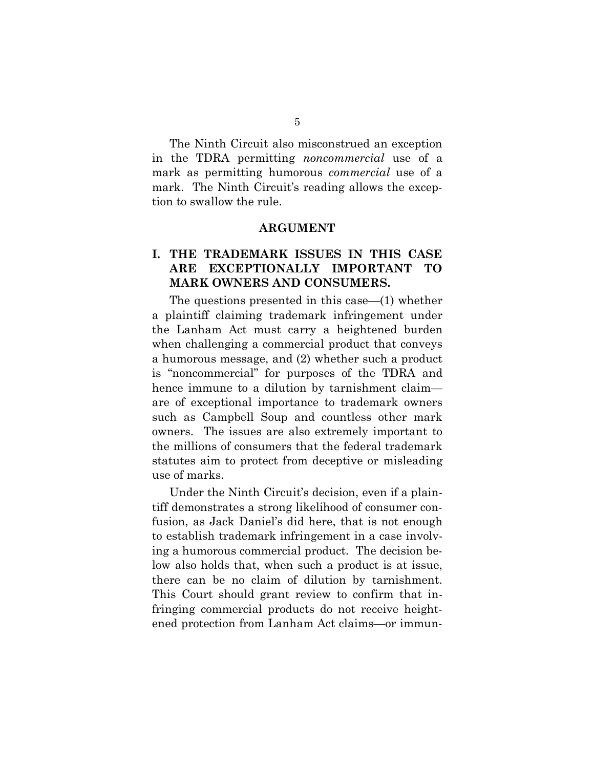The Ninth Circuit also misconstrued an exception in the TDRA permitting *noncommercial* use of a mark as permitting humorous *commercial* use of a mark. The Ninth Circuit's reading allows the exception to swallow the rule.

## ARGUMENT

### I. THE TRADEMARK ISSUES IN THIS CASE ARE EXCEPTIONALLY IMPORTANT TO MARK OWNERS AND CONSUMERS.

The questions presented in this case—(1) whether a plaintiff claiming trademark infringement under the Lanham Act must carry a heightened burden when challenging a commercial product that conveys a humorous message, and (2) whether such a product is "noncommercial" for purposes of the TDRA and hence immune to a dilution by tarnishment claim—are of exceptional importance to trademark owners such as Campbell Soup and countless other mark owners. The issues are also extremely important to the millions of consumers that the federal trademark statutes aim to protect from deceptive or misleading use of marks.

Under the Ninth Circuit's decision, even if a plaintiff demonstrates a strong likelihood of consumer confusion, as Jack Daniel's did here, that is not enough to establish trademark infringement in a case involving a humorous commercial product. The decision below also holds that, when such a product is at issue, there can be no claim of dilution by tarnishment. This Court should grant review to confirm that infringing commercial products do not receive heightened protection from Lanham Act claims—or immun-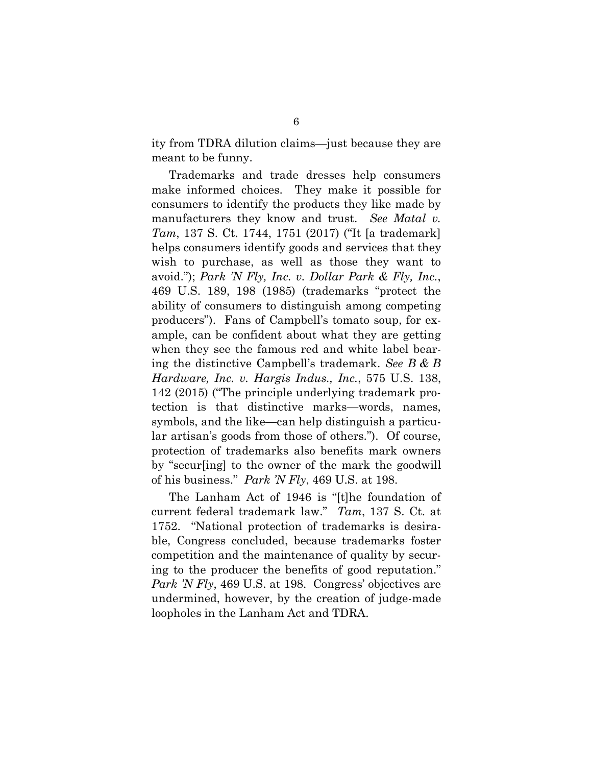ity from TDRA dilution claims—just because they are meant to be funny.

Trademarks and trade dresses help consumers make informed choices. They make it possible for consumers to identify the products they like made by manufacturers they know and trust. *See Matal v. Tam*, 137 S. Ct. 1744, 1751 (2017) ("It [a trademark] helps consumers identify goods and services that they wish to purchase, as well as those they want to avoid."); *Park 'N Fly, Inc. v. Dollar Park & Fly, Inc.*, 469 U.S. 189, 198 (1985) (trademarks "protect the ability of consumers to distinguish among competing producers"). Fans of Campbell's tomato soup, for example, can be confident about what they are getting when they see the famous red and white label bearing the distinctive Campbell's trademark. *See B & B Hardware, Inc. v. Hargis Indus., Inc.*, 575 U.S. 138, 142 (2015) ("The principle underlying trademark protection is that distinctive marks—words, names, symbols, and the like—can help distinguish a particular artisan's goods from those of others."). Of course, protection of trademarks also benefits mark owners by "secur[ing] to the owner of the mark the goodwill of his business." *Park 'N Fly*, 469 U.S. at 198.

The Lanham Act of 1946 is "[t]he foundation of current federal trademark law." *Tam*, 137 S. Ct. at 1752. "National protection of trademarks is desirable, Congress concluded, because trademarks foster competition and the maintenance of quality by securing to the producer the benefits of good reputation." *Park 'N Fly*, 469 U.S. at 198. Congress' objectives are undermined, however, by the creation of judge-made loopholes in the Lanham Act and TDRA.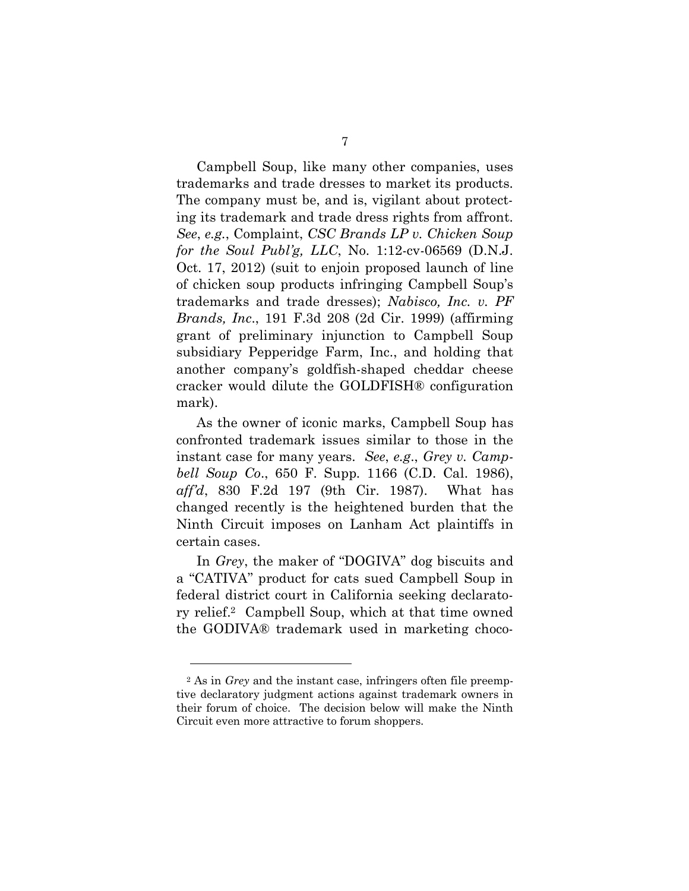Campbell Soup, like many other companies, uses trademarks and trade dresses to market its products. The company must be, and is, vigilant about protecting its trademark and trade dress rights from affront. *See*, *e.g.*, Complaint, *CSC Brands LP v. Chicken Soup for the Soul Publ'g, LLC*, No. 1:12-cv-06569 (D.N.J. Oct. 17, 2012) (suit to enjoin proposed launch of line of chicken soup products infringing Campbell Soup's trademarks and trade dresses); *Nabisco, Inc. v. PF Brands, Inc*., 191 F.3d 208 (2d Cir. 1999) (affirming grant of preliminary injunction to Campbell Soup subsidiary Pepperidge Farm, Inc., and holding that another company's goldfish-shaped cheddar cheese cracker would dilute the GOLDFISH® configuration mark).

As the owner of iconic marks, Campbell Soup has confronted trademark issues similar to those in the instant case for many years. *See*, *e.g*., *Grey v. Campbell Soup Co*., 650 F. Supp. 1166 (C.D. Cal. 1986), *aff'd*, 830 F.2d 197 (9th Cir. 1987). What has changed recently is the heightened burden that the Ninth Circuit imposes on Lanham Act plaintiffs in certain cases.

In *Grey*, the maker of "DOGIVA" dog biscuits and a "CATIVA" product for cats sued Campbell Soup in federal district court in California seeking declaratory relief.[2] Campbell Soup, which at that time owned the GODIVA® trademark used in marketing choco-

---

[2] As in *Grey* and the instant case, infringers often file preemptive declaratory judgment actions against trademark owners in their forum of choice. The decision below will make the Ninth Circuit even more attractive to forum shoppers.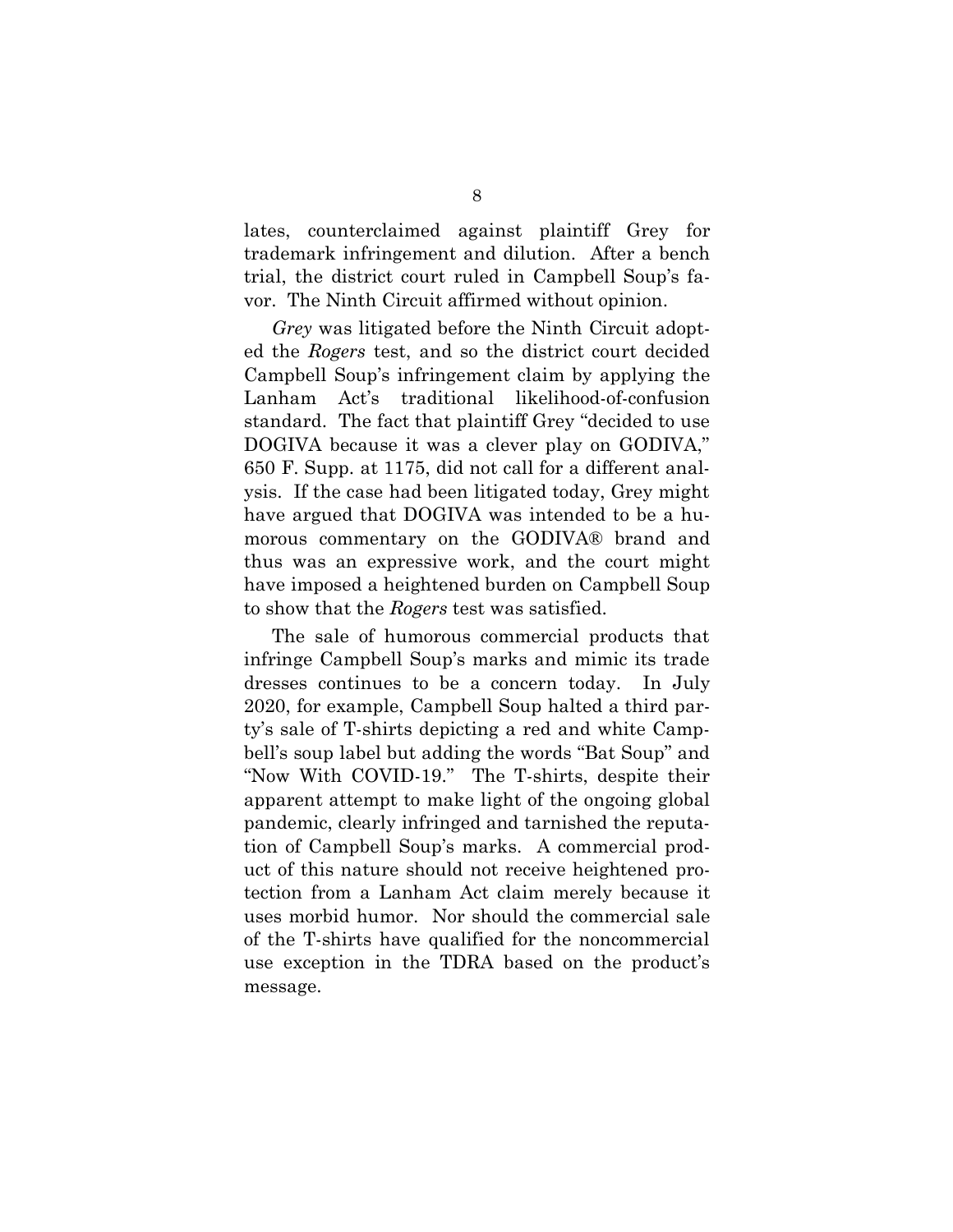lates, counterclaimed against plaintiff Grey for trademark infringement and dilution. After a bench trial, the district court ruled in Campbell Soup's favor. The Ninth Circuit affirmed without opinion.

*Grey* was litigated before the Ninth Circuit adopted the *Rogers* test, and so the district court decided Campbell Soup's infringement claim by applying the Lanham Act's traditional likelihood-of-confusion standard. The fact that plaintiff Grey "decided to use DOGIVA because it was a clever play on GODIVA," 650 F. Supp. at 1175, did not call for a different analysis. If the case had been litigated today, Grey might have argued that DOGIVA was intended to be a humorous commentary on the GODIVA® brand and thus was an expressive work, and the court might have imposed a heightened burden on Campbell Soup to show that the *Rogers* test was satisfied.

The sale of humorous commercial products that infringe Campbell Soup's marks and mimic its trade dresses continues to be a concern today. In July 2020, for example, Campbell Soup halted a third party's sale of T-shirts depicting a red and white Campbell's soup label but adding the words "Bat Soup" and "Now With COVID-19." The T-shirts, despite their apparent attempt to make light of the ongoing global pandemic, clearly infringed and tarnished the reputation of Campbell Soup's marks. A commercial product of this nature should not receive heightened protection from a Lanham Act claim merely because it uses morbid humor. Nor should the commercial sale of the T-shirts have qualified for the noncommercial use exception in the TDRA based on the product's message.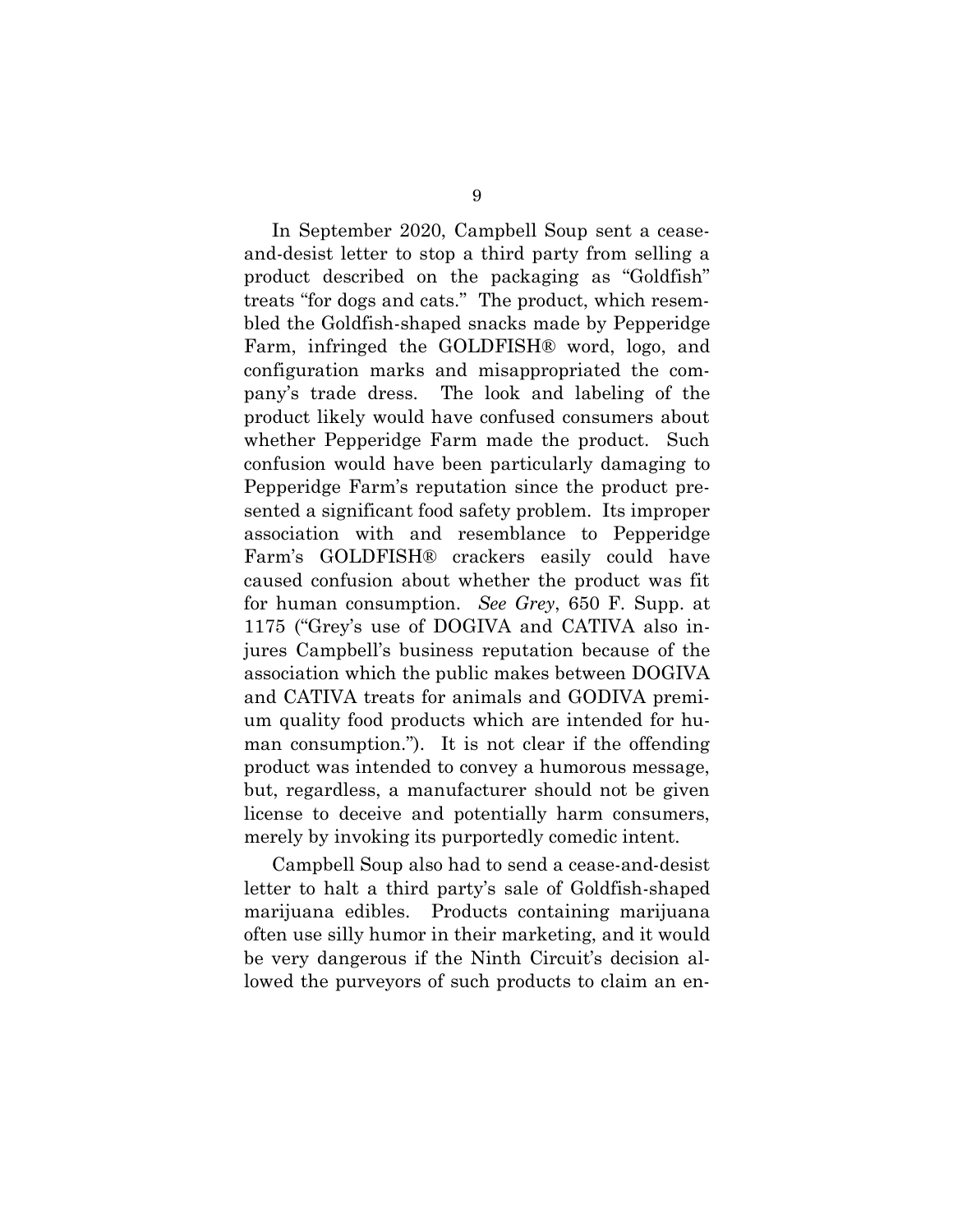In September 2020, Campbell Soup sent a cease-and-desist letter to stop a third party from selling a product described on the packaging as "Goldfish" treats "for dogs and cats." The product, which resembled the Goldfish-shaped snacks made by Pepperidge Farm, infringed the GOLDFISH® word, logo, and configuration marks and misappropriated the company's trade dress. The look and labeling of the product likely would have confused consumers about whether Pepperidge Farm made the product. Such confusion would have been particularly damaging to Pepperidge Farm's reputation since the product presented a significant food safety problem. Its improper association with and resemblance to Pepperidge Farm's GOLDFISH® crackers easily could have caused confusion about whether the product was fit for human consumption. *See Grey*, 650 F. Supp. at 1175 ("Grey's use of DOGIVA and CATIVA also injures Campbell's business reputation because of the association which the public makes between DOGIVA and CATIVA treats for animals and GODIVA premium quality food products which are intended for human consumption."). It is not clear if the offending product was intended to convey a humorous message, but, regardless, a manufacturer should not be given license to deceive and potentially harm consumers, merely by invoking its purportedly comedic intent.

Campbell Soup also had to send a cease-and-desist letter to halt a third party's sale of Goldfish-shaped marijuana edibles. Products containing marijuana often use silly humor in their marketing, and it would be very dangerous if the Ninth Circuit's decision allowed the purveyors of such products to claim an en-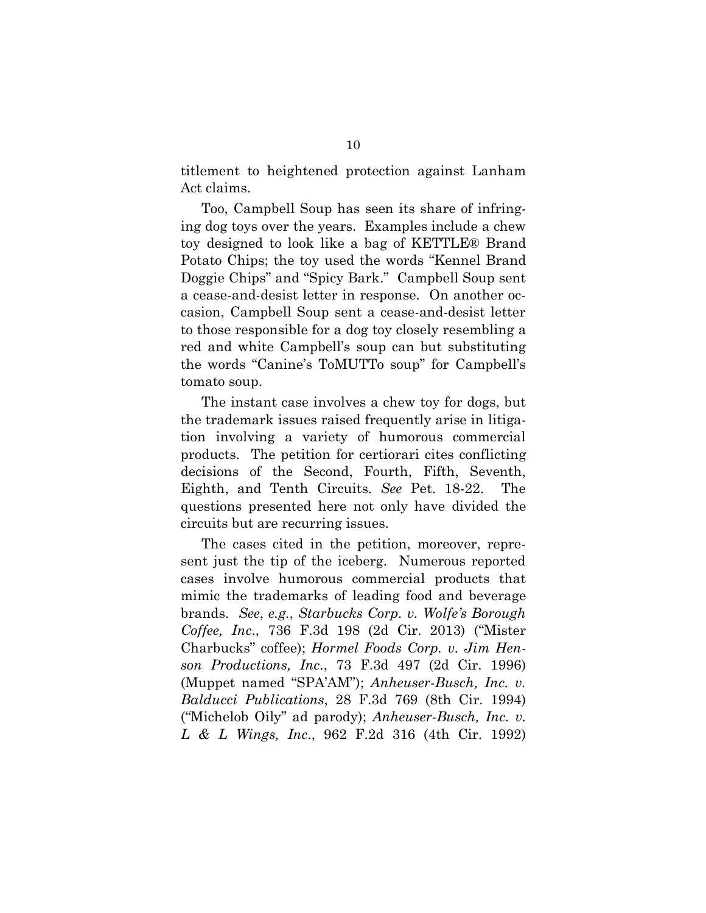titlement to heightened protection against Lanham Act claims.

Too, Campbell Soup has seen its share of infringing dog toys over the years. Examples include a chew toy designed to look like a bag of KETTLE® Brand Potato Chips; the toy used the words "Kennel Brand Doggie Chips" and "Spicy Bark." Campbell Soup sent a cease-and-desist letter in response. On another occasion, Campbell Soup sent a cease-and-desist letter to those responsible for a dog toy closely resembling a red and white Campbell's soup can but substituting the words "Canine's ToMUTTo soup" for Campbell's tomato soup.

The instant case involves a chew toy for dogs, but the trademark issues raised frequently arise in litigation involving a variety of humorous commercial products. The petition for certiorari cites conflicting decisions of the Second, Fourth, Fifth, Seventh, Eighth, and Tenth Circuits. *See* Pet. 18-22. The questions presented here not only have divided the circuits but are recurring issues.

The cases cited in the petition, moreover, represent just the tip of the iceberg. Numerous reported cases involve humorous commercial products that mimic the trademarks of leading food and beverage brands. *See*, *e.g.*, *Starbucks Corp. v. Wolfe's Borough Coffee, Inc.*, 736 F.3d 198 (2d Cir. 2013) ("Mister Charbucks" coffee); *Hormel Foods Corp. v. Jim Henson Productions, Inc.*, 73 F.3d 497 (2d Cir. 1996) (Muppet named "SPA'AM"); *Anheuser-Busch, Inc. v. Balducci Publications*, 28 F.3d 769 (8th Cir. 1994) ("Michelob Oily" ad parody); *Anheuser-Busch, Inc. v. L & L Wings, Inc.*, 962 F.2d 316 (4th Cir. 1992)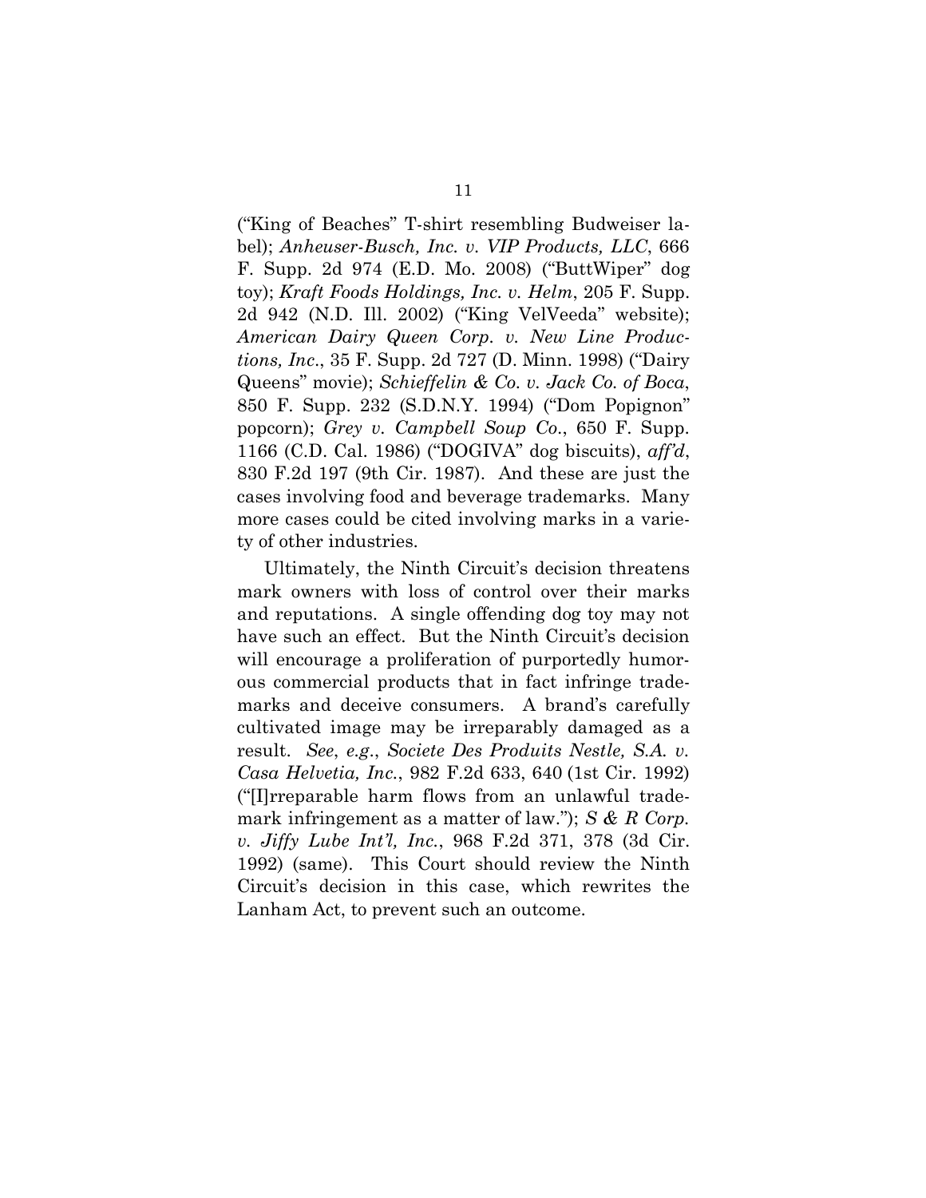("King of Beaches" T-shirt resembling Budweiser label); *Anheuser-Busch, Inc. v. VIP Products, LLC*, 666 F. Supp. 2d 974 (E.D. Mo. 2008) ("ButtWiper" dog toy); *Kraft Foods Holdings, Inc. v. Helm*, 205 F. Supp. 2d 942 (N.D. Ill. 2002) ("King VelVeeda" website); *American Dairy Queen Corp. v. New Line Productions, Inc*., 35 F. Supp. 2d 727 (D. Minn. 1998) ("Dairy Queens" movie); *Schieffelin & Co. v. Jack Co. of Boca*, 850 F. Supp. 232 (S.D.N.Y. 1994) ("Dom Popignon" popcorn); *Grey v. Campbell Soup Co*., 650 F. Supp. 1166 (C.D. Cal. 1986) ("DOGIVA" dog biscuits), *aff'd*, 830 F.2d 197 (9th Cir. 1987). And these are just the cases involving food and beverage trademarks. Many more cases could be cited involving marks in a variety of other industries.

Ultimately, the Ninth Circuit's decision threatens mark owners with loss of control over their marks and reputations. A single offending dog toy may not have such an effect. But the Ninth Circuit's decision will encourage a proliferation of purportedly humorous commercial products that in fact infringe trademarks and deceive consumers. A brand's carefully cultivated image may be irreparably damaged as a result. *See*, *e.g*., *Societe Des Produits Nestle, S.A. v. Casa Helvetia, Inc.*, 982 F.2d 633, 640 (1st Cir. 1992) ("[I]rreparable harm flows from an unlawful trademark infringement as a matter of law."); *S & R Corp. v. Jiffy Lube Int'l, Inc.*, 968 F.2d 371, 378 (3d Cir. 1992) (same). This Court should review the Ninth Circuit's decision in this case, which rewrites the Lanham Act, to prevent such an outcome.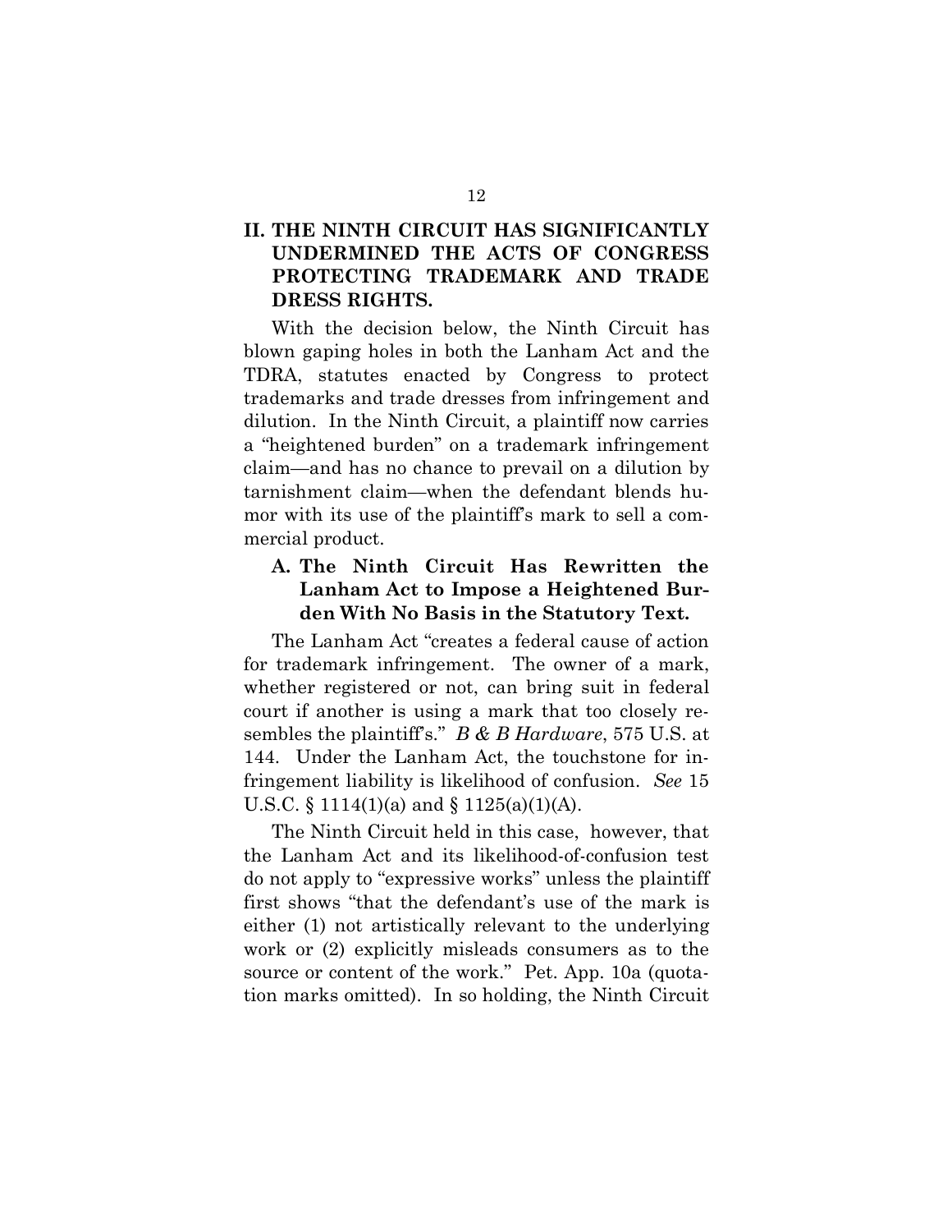## II. THE NINTH CIRCUIT HAS SIGNIFICANTLY UNDERMINED THE ACTS OF CONGRESS PROTECTING TRADEMARK AND TRADE DRESS RIGHTS.

With the decision below, the Ninth Circuit has blown gaping holes in both the Lanham Act and the TDRA, statutes enacted by Congress to protect trademarks and trade dresses from infringement and dilution. In the Ninth Circuit, a plaintiff now carries a "heightened burden" on a trademark infringement claim—and has no chance to prevail on a dilution by tarnishment claim—when the defendant blends humor with its use of the plaintiff's mark to sell a commercial product.

### A. The Ninth Circuit Has Rewritten the Lanham Act to Impose a Heightened Burden With No Basis in the Statutory Text.

The Lanham Act "creates a federal cause of action for trademark infringement. The owner of a mark, whether registered or not, can bring suit in federal court if another is using a mark that too closely resembles the plaintiff's." *B & B Hardware*, 575 U.S. at 144. Under the Lanham Act, the touchstone for infringement liability is likelihood of confusion. *See* 15 U.S.C. § 1114(1)(a) and § 1125(a)(1)(A).

The Ninth Circuit held in this case, however, that the Lanham Act and its likelihood-of-confusion test do not apply to "expressive works" unless the plaintiff first shows "that the defendant's use of the mark is either (1) not artistically relevant to the underlying work or (2) explicitly misleads consumers as to the source or content of the work." Pet. App. 10a (quotation marks omitted). In so holding, the Ninth Circuit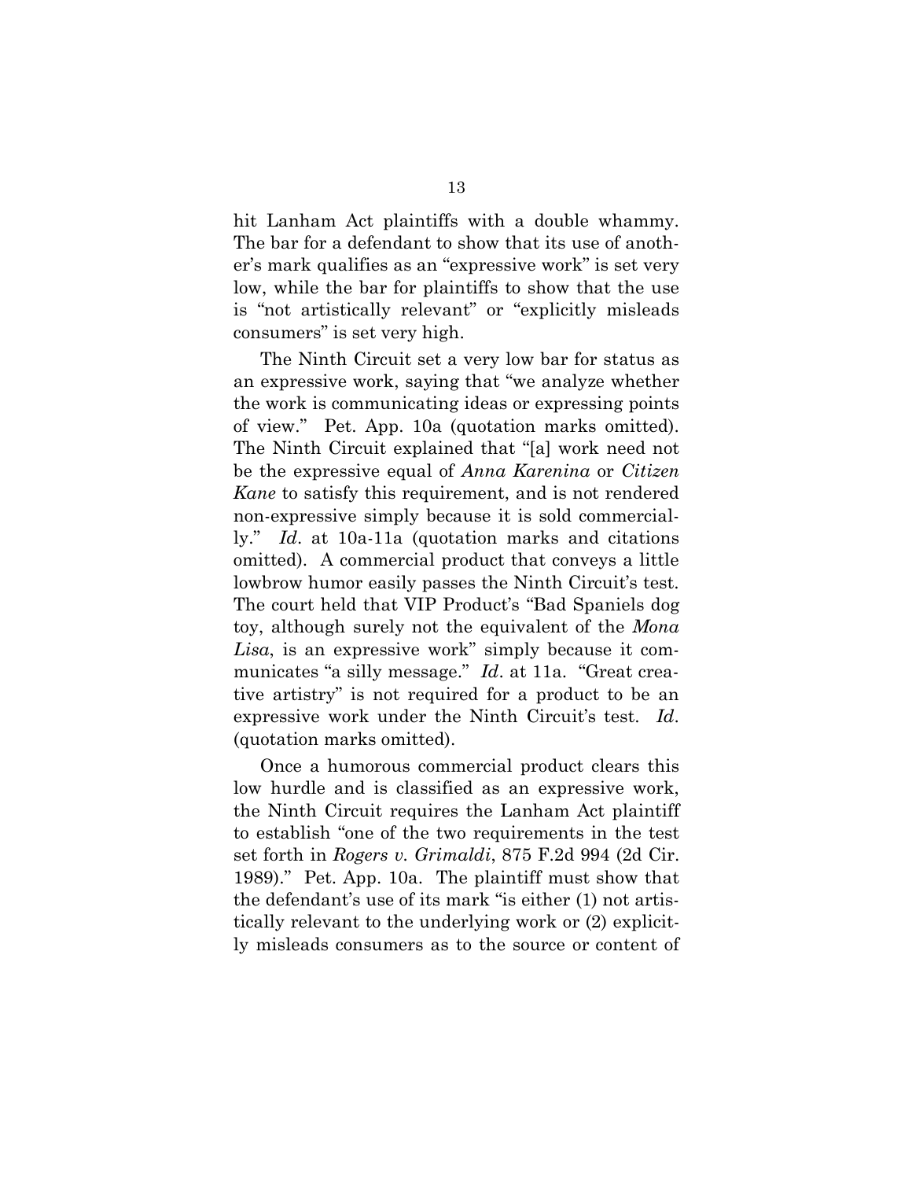hit Lanham Act plaintiffs with a double whammy. The bar for a defendant to show that its use of another's mark qualifies as an "expressive work" is set very low, while the bar for plaintiffs to show that the use is "not artistically relevant" or "explicitly misleads consumers" is set very high.

The Ninth Circuit set a very low bar for status as an expressive work, saying that "we analyze whether the work is communicating ideas or expressing points of view." Pet. App. 10a (quotation marks omitted). The Ninth Circuit explained that "[a] work need not be the expressive equal of *Anna Karenina* or *Citizen Kane* to satisfy this requirement, and is not rendered non-expressive simply because it is sold commercially." *Id*. at 10a-11a (quotation marks and citations omitted). A commercial product that conveys a little lowbrow humor easily passes the Ninth Circuit's test. The court held that VIP Product's "Bad Spaniels dog toy, although surely not the equivalent of the *Mona Lisa*, is an expressive work" simply because it communicates "a silly message." *Id*. at 11a. "Great creative artistry" is not required for a product to be an expressive work under the Ninth Circuit's test. *Id*. (quotation marks omitted).

Once a humorous commercial product clears this low hurdle and is classified as an expressive work, the Ninth Circuit requires the Lanham Act plaintiff to establish "one of the two requirements in the test set forth in *Rogers v. Grimaldi*, 875 F.2d 994 (2d Cir. 1989)." Pet. App. 10a. The plaintiff must show that the defendant's use of its mark "is either (1) not artistically relevant to the underlying work or (2) explicitly misleads consumers as to the source or content of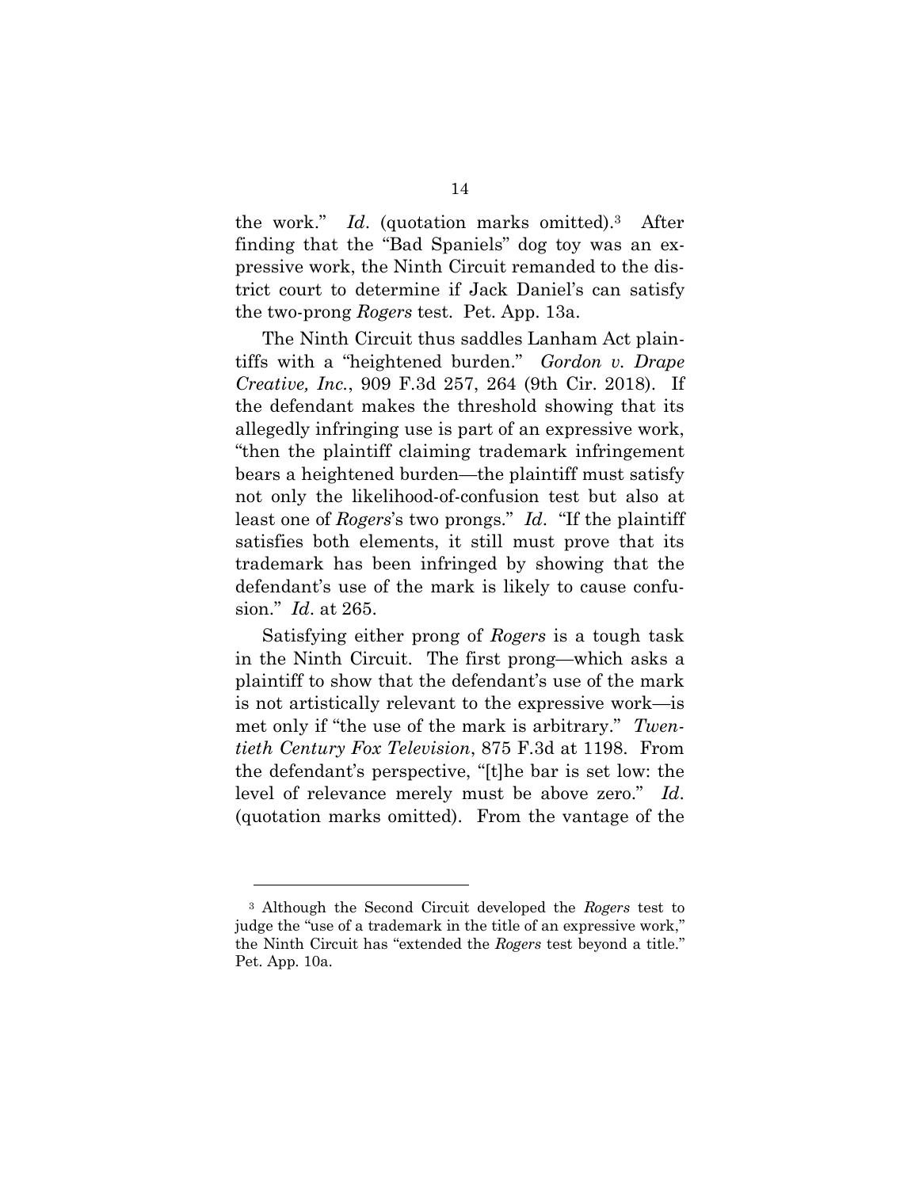the work." *Id*. (quotation marks omitted).[3] After finding that the "Bad Spaniels" dog toy was an expressive work, the Ninth Circuit remanded to the district court to determine if Jack Daniel's can satisfy the two-prong *Rogers* test. Pet. App. 13a.

The Ninth Circuit thus saddles Lanham Act plaintiffs with a "heightened burden." *Gordon v. Drape Creative, Inc.*, 909 F.3d 257, 264 (9th Cir. 2018). If the defendant makes the threshold showing that its allegedly infringing use is part of an expressive work, "then the plaintiff claiming trademark infringement bears a heightened burden—the plaintiff must satisfy not only the likelihood-of-confusion test but also at least one of *Rogers*'s two prongs." *Id*. "If the plaintiff satisfies both elements, it still must prove that its trademark has been infringed by showing that the defendant's use of the mark is likely to cause confusion." *Id*. at 265.

Satisfying either prong of *Rogers* is a tough task in the Ninth Circuit. The first prong—which asks a plaintiff to show that the defendant's use of the mark is not artistically relevant to the expressive work—is met only if "the use of the mark is arbitrary." *Twentieth Century Fox Television*, 875 F.3d at 1198. From the defendant's perspective, "[t]he bar is set low: the level of relevance merely must be above zero." *Id*. (quotation marks omitted). From the vantage of the

---

[3] Although the Second Circuit developed the *Rogers* test to judge the "use of a trademark in the title of an expressive work," the Ninth Circuit has "extended the *Rogers* test beyond a title." Pet. App. 10a.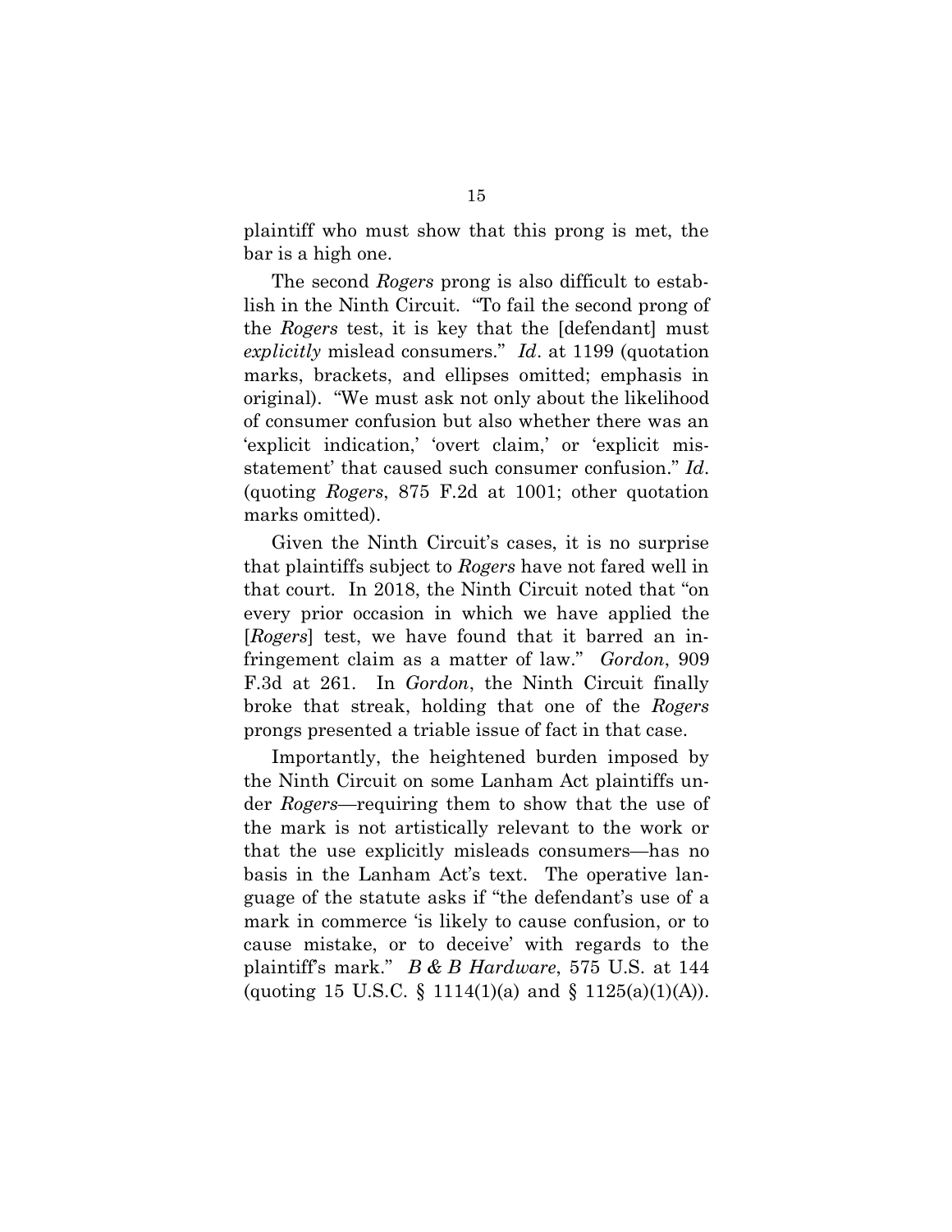plaintiff who must show that this prong is met, the bar is a high one.

The second *Rogers* prong is also difficult to establish in the Ninth Circuit. "To fail the second prong of the *Rogers* test, it is key that the [defendant] must *explicitly* mislead consumers." *Id*. at 1199 (quotation marks, brackets, and ellipses omitted; emphasis in original). "We must ask not only about the likelihood of consumer confusion but also whether there was an 'explicit indication,' 'overt claim,' or 'explicit misstatement' that caused such consumer confusion." *Id*. (quoting *Rogers*, 875 F.2d at 1001; other quotation marks omitted).

Given the Ninth Circuit's cases, it is no surprise that plaintiffs subject to *Rogers* have not fared well in that court. In 2018, the Ninth Circuit noted that "on every prior occasion in which we have applied the [*Rogers*] test, we have found that it barred an infringement claim as a matter of law." *Gordon*, 909 F.3d at 261. In *Gordon*, the Ninth Circuit finally broke that streak, holding that one of the *Rogers* prongs presented a triable issue of fact in that case.

Importantly, the heightened burden imposed by the Ninth Circuit on some Lanham Act plaintiffs under *Rogers*—requiring them to show that the use of the mark is not artistically relevant to the work or that the use explicitly misleads consumers—has no basis in the Lanham Act's text. The operative language of the statute asks if "the defendant's use of a mark in commerce 'is likely to cause confusion, or to cause mistake, or to deceive' with regards to the plaintiff's mark." *B & B Hardware*, 575 U.S. at 144 (quoting 15 U.S.C. § 1114(1)(a) and § 1125(a)(1)(A)).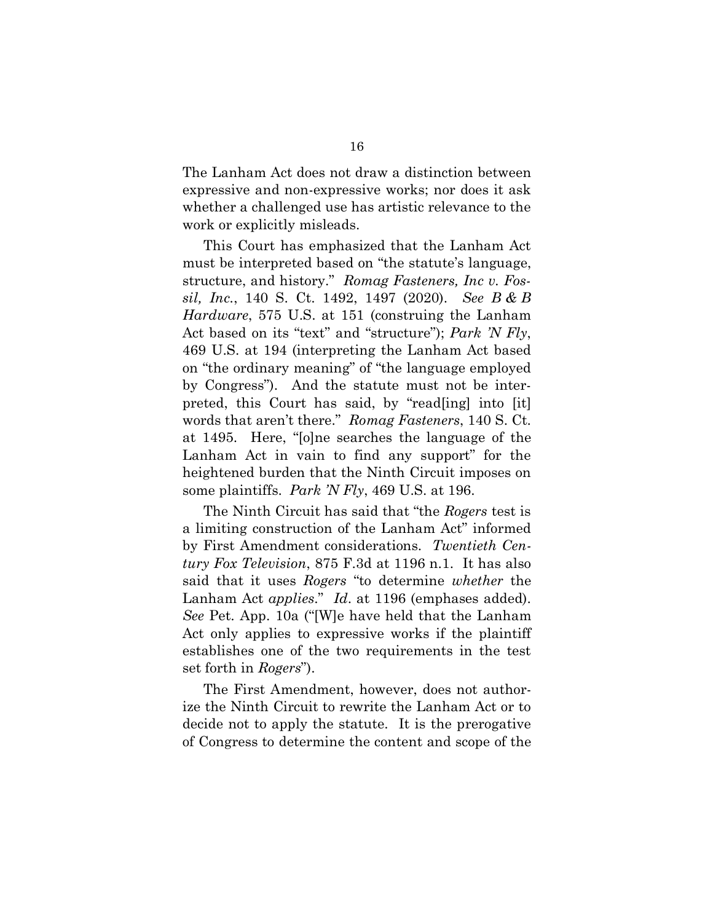The Lanham Act does not draw a distinction between expressive and non-expressive works; nor does it ask whether a challenged use has artistic relevance to the work or explicitly misleads.

This Court has emphasized that the Lanham Act must be interpreted based on "the statute's language, structure, and history." *Romag Fasteners, Inc v. Fossil, Inc.*, 140 S. Ct. 1492, 1497 (2020). *See B & B Hardware*, 575 U.S. at 151 (construing the Lanham Act based on its "text" and "structure"); *Park 'N Fly*, 469 U.S. at 194 (interpreting the Lanham Act based on "the ordinary meaning" of "the language employed by Congress"). And the statute must not be interpreted, this Court has said, by "read[ing] into [it] words that aren't there." *Romag Fasteners*, 140 S. Ct. at 1495. Here, "[o]ne searches the language of the Lanham Act in vain to find any support" for the heightened burden that the Ninth Circuit imposes on some plaintiffs. *Park 'N Fly*, 469 U.S. at 196.

The Ninth Circuit has said that "the *Rogers* test is a limiting construction of the Lanham Act" informed by First Amendment considerations. *Twentieth Century Fox Television*, 875 F.3d at 1196 n.1. It has also said that it uses *Rogers* "to determine *whether* the Lanham Act *applies*." *Id*. at 1196 (emphases added). *See* Pet. App. 10a ("[W]e have held that the Lanham Act only applies to expressive works if the plaintiff establishes one of the two requirements in the test set forth in *Rogers*").

The First Amendment, however, does not authorize the Ninth Circuit to rewrite the Lanham Act or to decide not to apply the statute. It is the prerogative of Congress to determine the content and scope of the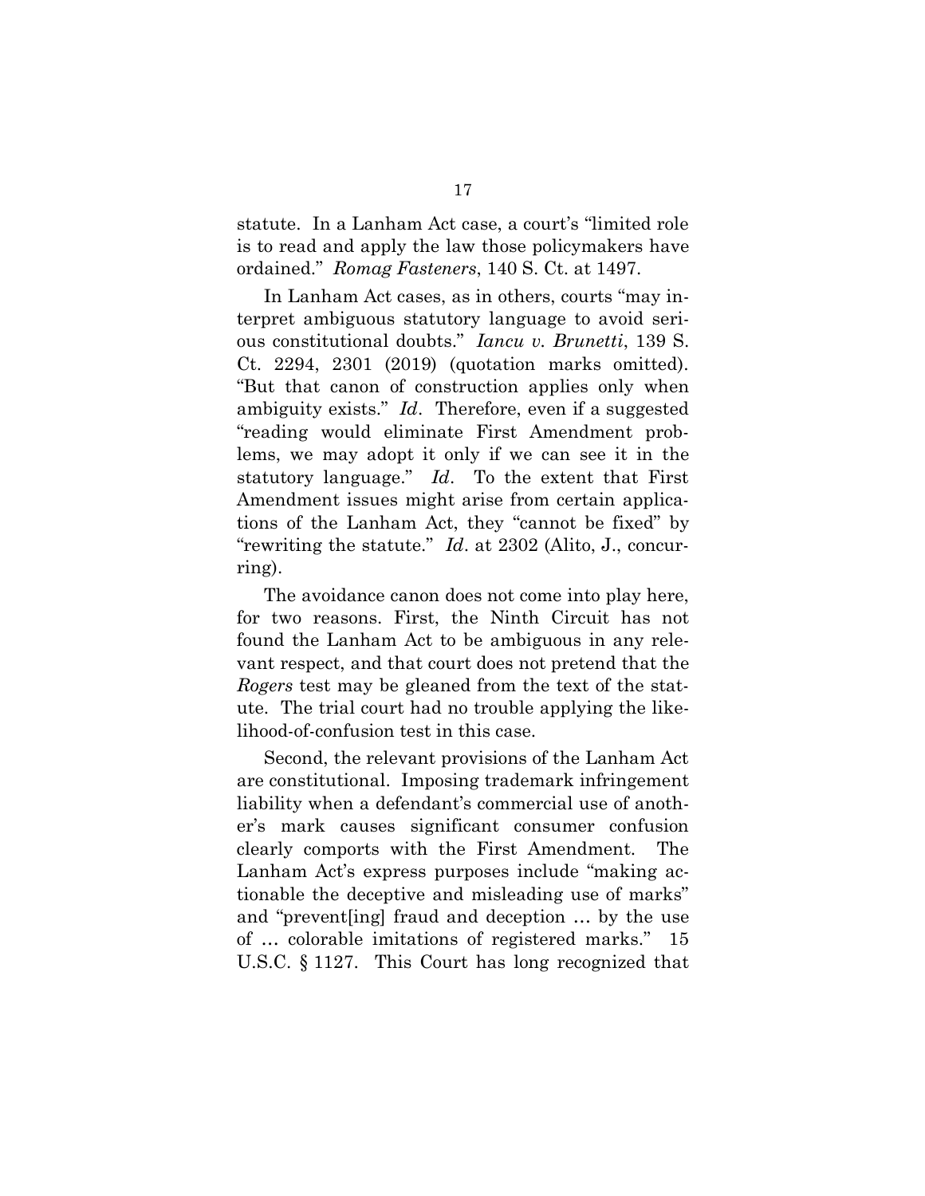statute. In a Lanham Act case, a court's "limited role is to read and apply the law those policymakers have ordained." *Romag Fasteners*, 140 S. Ct. at 1497.

In Lanham Act cases, as in others, courts "may interpret ambiguous statutory language to avoid serious constitutional doubts." *Iancu v. Brunetti*, 139 S. Ct. 2294, 2301 (2019) (quotation marks omitted). "But that canon of construction applies only when ambiguity exists." *Id*. Therefore, even if a suggested "reading would eliminate First Amendment problems, we may adopt it only if we can see it in the statutory language." *Id*. To the extent that First Amendment issues might arise from certain applications of the Lanham Act, they "cannot be fixed" by "rewriting the statute." *Id*. at 2302 (Alito, J., concurring).

The avoidance canon does not come into play here, for two reasons. First, the Ninth Circuit has not found the Lanham Act to be ambiguous in any relevant respect, and that court does not pretend that the *Rogers* test may be gleaned from the text of the statute. The trial court had no trouble applying the likelihood-of-confusion test in this case.

Second, the relevant provisions of the Lanham Act are constitutional. Imposing trademark infringement liability when a defendant's commercial use of another's mark causes significant consumer confusion clearly comports with the First Amendment. The Lanham Act's express purposes include "making actionable the deceptive and misleading use of marks" and "prevent[ing] fraud and deception … by the use of … colorable imitations of registered marks." 15 U.S.C. § 1127. This Court has long recognized that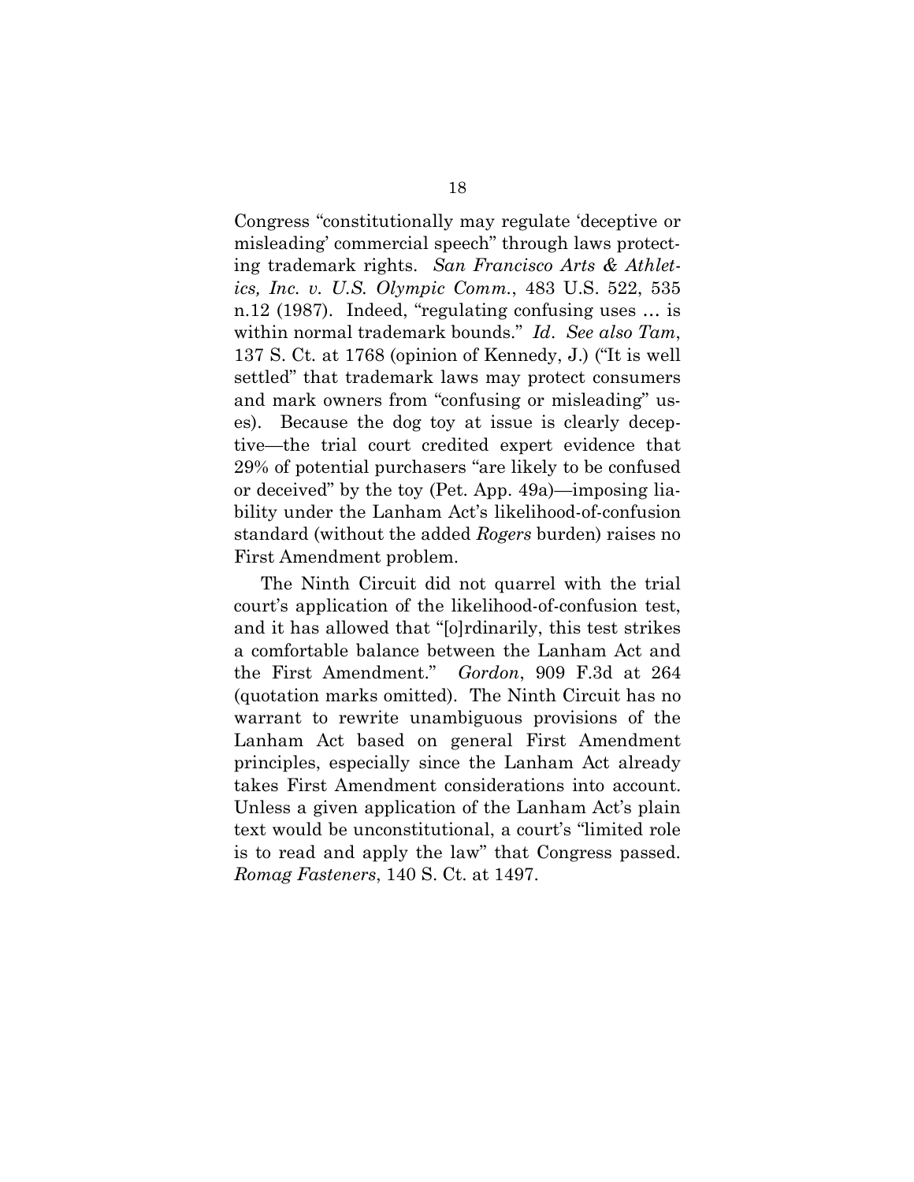Congress "constitutionally may regulate 'deceptive or misleading' commercial speech" through laws protecting trademark rights. *San Francisco Arts & Athletics, Inc. v. U.S. Olympic Comm.*, 483 U.S. 522, 535 n.12 (1987). Indeed, "regulating confusing uses … is within normal trademark bounds." *Id*. *See also Tam*, 137 S. Ct. at 1768 (opinion of Kennedy, J.) ("It is well settled" that trademark laws may protect consumers and mark owners from "confusing or misleading" uses). Because the dog toy at issue is clearly deceptive—the trial court credited expert evidence that 29% of potential purchasers "are likely to be confused or deceived" by the toy (Pet. App. 49a)—imposing liability under the Lanham Act's likelihood-of-confusion standard (without the added *Rogers* burden) raises no First Amendment problem.

The Ninth Circuit did not quarrel with the trial court's application of the likelihood-of-confusion test, and it has allowed that "[o]rdinarily, this test strikes a comfortable balance between the Lanham Act and the First Amendment." *Gordon*, 909 F.3d at 264 (quotation marks omitted). The Ninth Circuit has no warrant to rewrite unambiguous provisions of the Lanham Act based on general First Amendment principles, especially since the Lanham Act already takes First Amendment considerations into account. Unless a given application of the Lanham Act's plain text would be unconstitutional, a court's "limited role is to read and apply the law" that Congress passed. *Romag Fasteners*, 140 S. Ct. at 1497.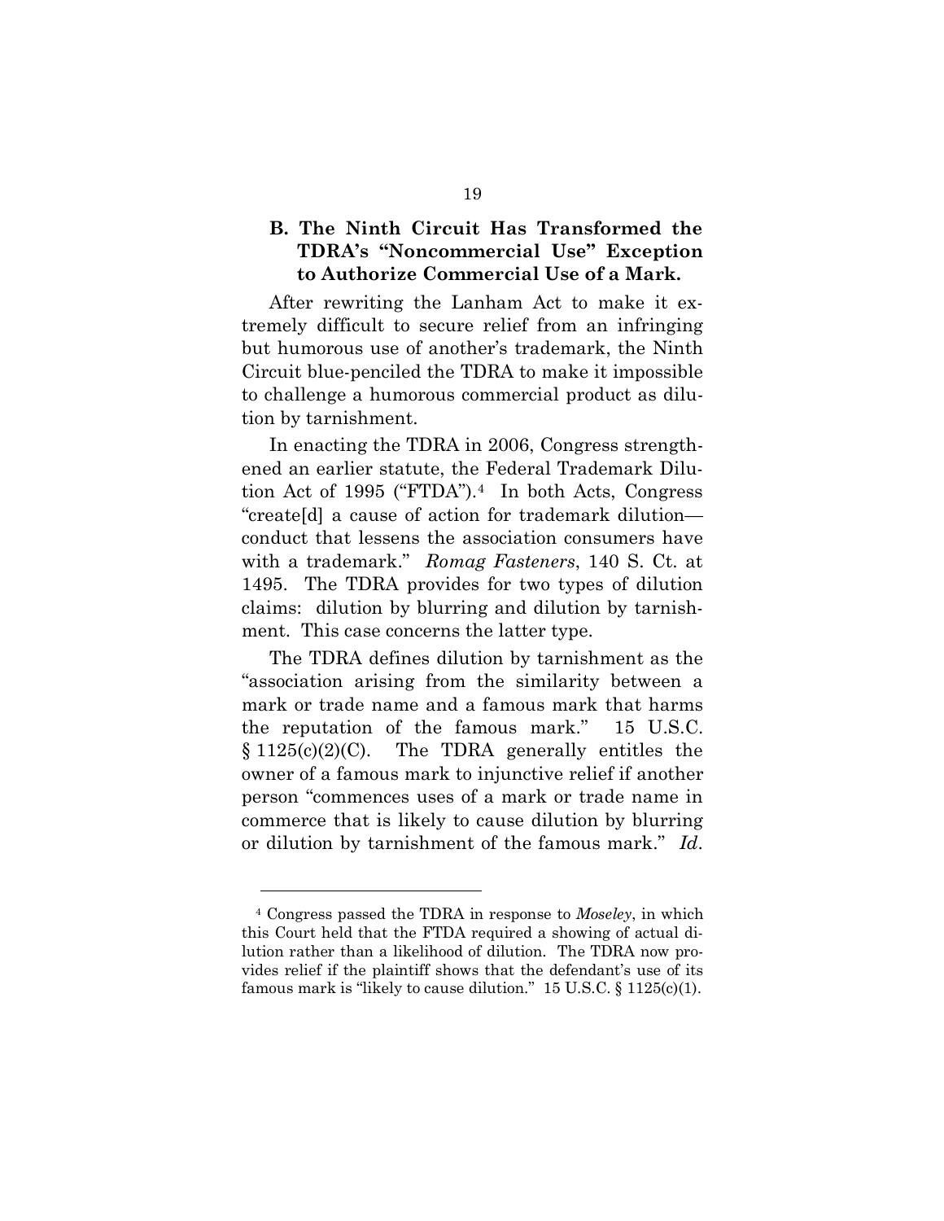### B. The Ninth Circuit Has Transformed the TDRA's "Noncommercial Use" Exception to Authorize Commercial Use of a Mark.

After rewriting the Lanham Act to make it extremely difficult to secure relief from an infringing but humorous use of another's trademark, the Ninth Circuit blue-penciled the TDRA to make it impossible to challenge a humorous commercial product as dilution by tarnishment.

In enacting the TDRA in 2006, Congress strengthened an earlier statute, the Federal Trademark Dilution Act of 1995 ("FTDA").[4] In both Acts, Congress "create[d] a cause of action for trademark dilution—conduct that lessens the association consumers have with a trademark." *Romag Fasteners*, 140 S. Ct. at 1495. The TDRA provides for two types of dilution claims: dilution by blurring and dilution by tarnishment. This case concerns the latter type.

The TDRA defines dilution by tarnishment as the "association arising from the similarity between a mark or trade name and a famous mark that harms the reputation of the famous mark." 15 U.S.C. § 1125(c)(2)(C). The TDRA generally entitles the owner of a famous mark to injunctive relief if another person "commences uses of a mark or trade name in commerce that is likely to cause dilution by blurring or dilution by tarnishment of the famous mark." *Id*.

---

[4] Congress passed the TDRA in response to *Moseley*, in which this Court held that the FTDA required a showing of actual dilution rather than a likelihood of dilution. The TDRA now provides relief if the plaintiff shows that the defendant's use of its famous mark is "likely to cause dilution." 15 U.S.C. § 1125(c)(1).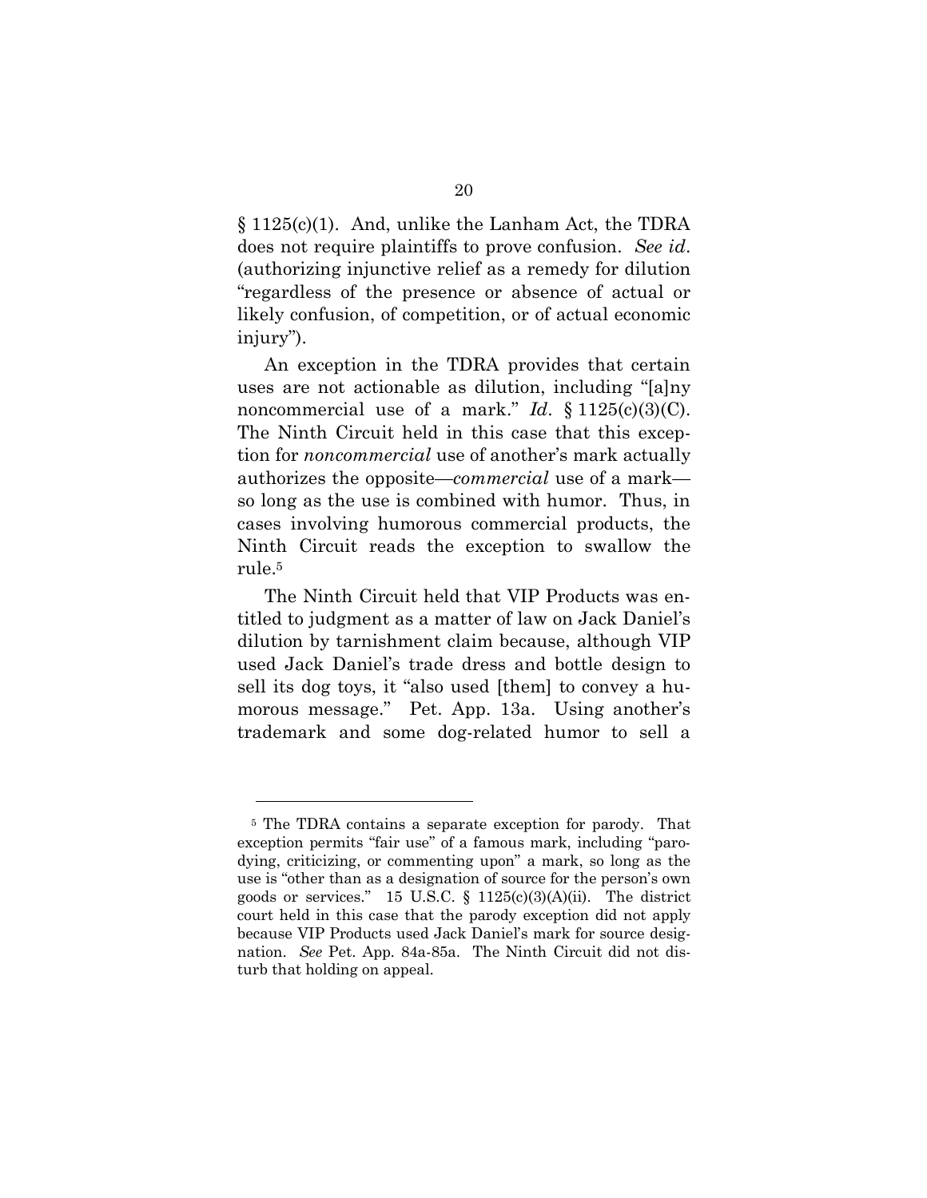§ 1125(c)(1). And, unlike the Lanham Act, the TDRA does not require plaintiffs to prove confusion. *See id*. (authorizing injunctive relief as a remedy for dilution "regardless of the presence or absence of actual or likely confusion, of competition, or of actual economic injury").

An exception in the TDRA provides that certain uses are not actionable as dilution, including "[a]ny noncommercial use of a mark." *Id*. § 1125(c)(3)(C). The Ninth Circuit held in this case that this exception for *noncommercial* use of another's mark actually authorizes the opposite—*commercial* use of a mark—so long as the use is combined with humor. Thus, in cases involving humorous commercial products, the Ninth Circuit reads the exception to swallow the rule.[5]

The Ninth Circuit held that VIP Products was entitled to judgment as a matter of law on Jack Daniel's dilution by tarnishment claim because, although VIP used Jack Daniel's trade dress and bottle design to sell its dog toys, it "also used [them] to convey a humorous message." Pet. App. 13a. Using another's trademark and some dog-related humor to sell a

---

[5] The TDRA contains a separate exception for parody. That exception permits "fair use" of a famous mark, including "parodying, criticizing, or commenting upon" a mark, so long as the use is "other than as a designation of source for the person's own goods or services." 15 U.S.C. § 1125(c)(3)(A)(ii). The district court held in this case that the parody exception did not apply because VIP Products used Jack Daniel's mark for source designation. *See* Pet. App. 84a-85a. The Ninth Circuit did not disturb that holding on appeal.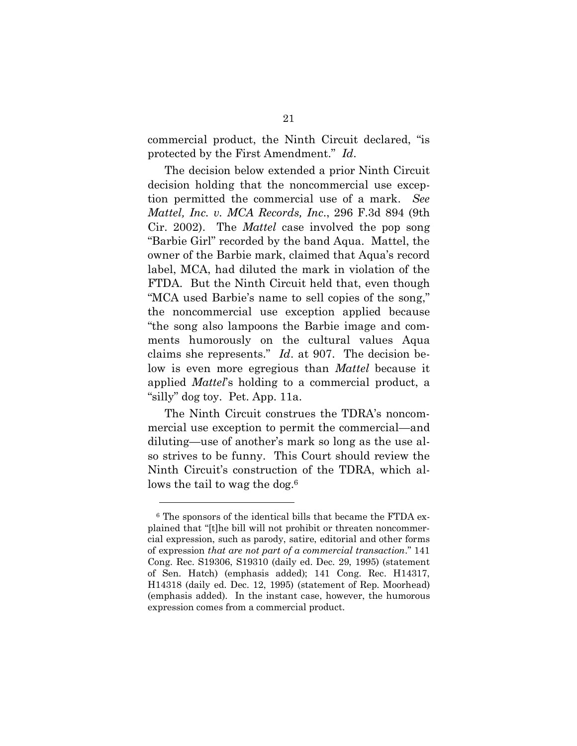commercial product, the Ninth Circuit declared, "is protected by the First Amendment." *Id*.

The decision below extended a prior Ninth Circuit decision holding that the noncommercial use exception permitted the commercial use of a mark. *See Mattel, Inc. v. MCA Records, Inc*., 296 F.3d 894 (9th Cir. 2002). The *Mattel* case involved the pop song "Barbie Girl" recorded by the band Aqua. Mattel, the owner of the Barbie mark, claimed that Aqua's record label, MCA, had diluted the mark in violation of the FTDA. But the Ninth Circuit held that, even though "MCA used Barbie's name to sell copies of the song," the noncommercial use exception applied because "the song also lampoons the Barbie image and comments humorously on the cultural values Aqua claims she represents." *Id*. at 907. The decision below is even more egregious than *Mattel* because it applied *Mattel*'s holding to a commercial product, a "silly" dog toy. Pet. App. 11a.

The Ninth Circuit construes the TDRA's noncommercial use exception to permit the commercial—and diluting—use of another's mark so long as the use also strives to be funny. This Court should review the Ninth Circuit's construction of the TDRA, which allows the tail to wag the dog.[6]

---

[6] The sponsors of the identical bills that became the FTDA explained that "[t]he bill will not prohibit or threaten noncommercial expression, such as parody, satire, editorial and other forms of expression *that are not part of a commercial transaction*." 141 Cong. Rec. S19306, S19310 (daily ed. Dec. 29, 1995) (statement of Sen. Hatch) (emphasis added); 141 Cong. Rec. H14317, H14318 (daily ed. Dec. 12, 1995) (statement of Rep. Moorhead) (emphasis added). In the instant case, however, the humorous expression comes from a commercial product.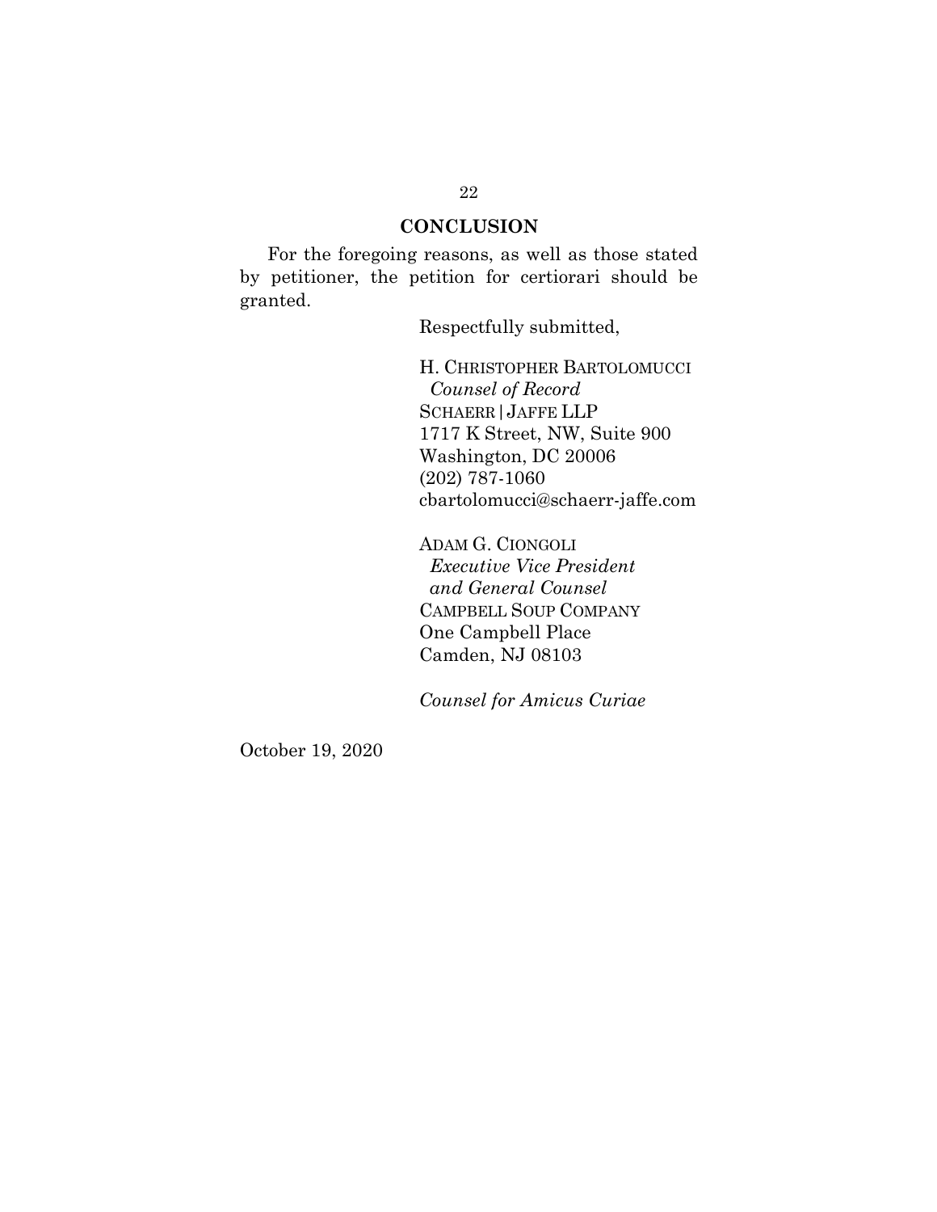## CONCLUSION

For the foregoing reasons, as well as those stated by petitioner, the petition for certiorari should be granted.

Respectfully submitted,

H. CHRISTOPHER BARTOLOMUCCI
*Counsel of Record*
SCHAERR | JAFFE LLP
1717 K Street, NW, Suite 900
Washington, DC 20006
(202) 787-1060
cbartolomucci@schaerr-jaffe.com

ADAM G. CIONGOLI
*Executive Vice President and General Counsel*
CAMPBELL SOUP COMPANY
One Campbell Place
Camden, NJ 08103

*Counsel for Amicus Curiae*

October 19, 2020